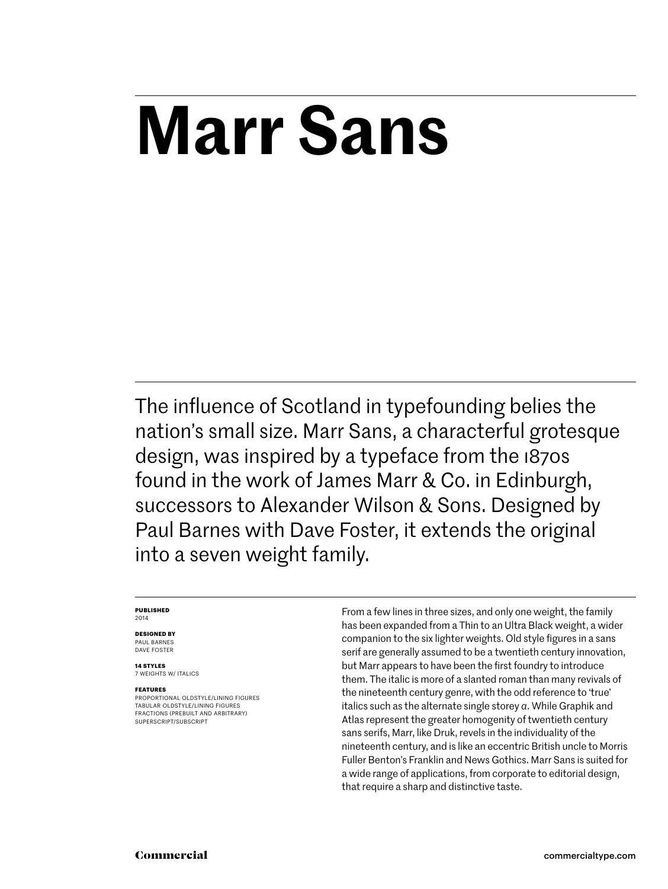# Marr Sans

The influence of Scotland in typefounding belies the nation's small size. Marr Sans, a characterful grotesque design, was inspired by a typeface from the 1870s found in the work of James Marr & Co. in Edinburgh, successors to Alexander Wilson & Sons. Designed by Paul Barnes with Dave Foster, it extends the original into a seven weight family.

**PUBLISHED**
2014

**DESIGNED BY**
PAUL BARNES
DAVE FOSTER

**14 STYLES**
7 WEIGHTS W/ ITALICS

**FEATURES**
PROPORTIONAL OLDSTYLE/LINING FIGURES
TABULAR OLDSTYLE/LINING FIGURES
FRACTIONS (PREBUILT AND ARBITRARY)
SUPERSCRIPT/SUBSCRIPT

From a few lines in three sizes, and only one weight, the family has been expanded from a Thin to an Ultra Black weight, a wider companion to the six lighter weights. Old style figures in a sans serif are generally assumed to be a twentieth century innovation, but Marr appears to have been the first foundry to introduce them. The italic is more of a slanted roman than many revivals of the nineteenth century genre, with the odd reference to 'true' italics such as the alternate single storey *a*. While Graphik and Atlas represent the greater homogenity of twentieth century sans serifs, Marr, like Druk, revels in the individuality of the nineteenth century, and is like an eccentric British uncle to Morris Fuller Benton's Franklin and News Gothics. Marr Sans is suited for a wide range of applications, from corporate to editorial design, that require a sharp and distinctive taste.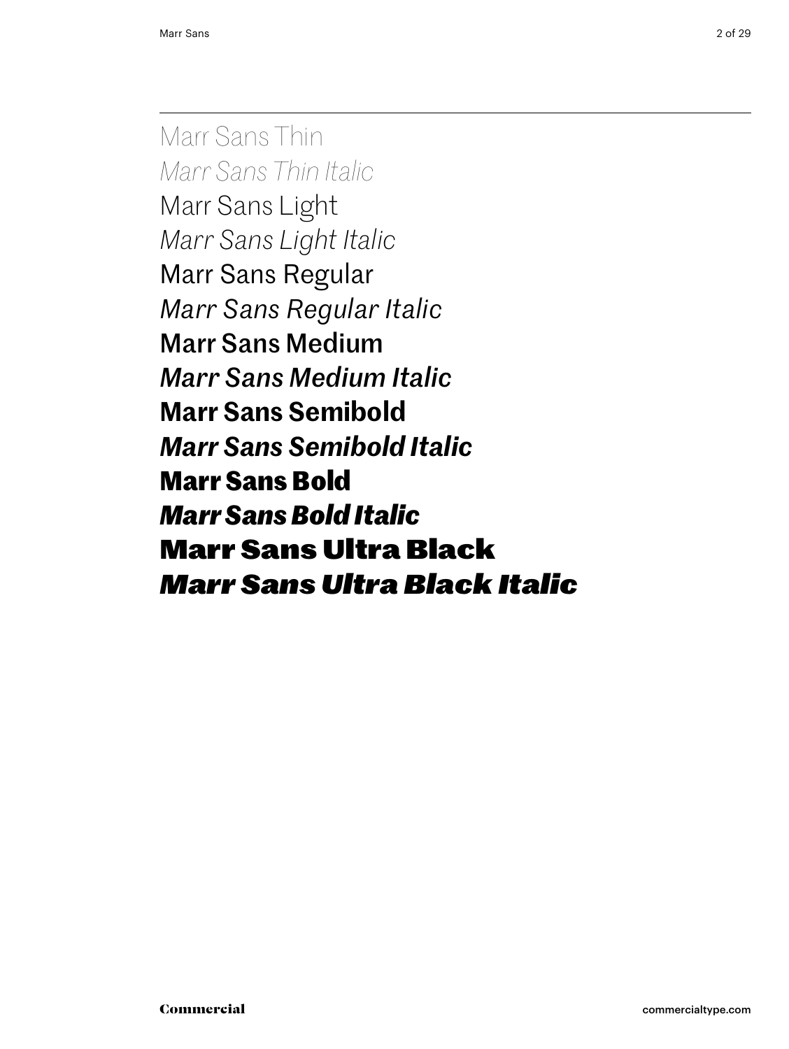Marr Sans Thin

*Marr Sans Thin Italic*

Marr Sans Light

*Marr Sans Light Italic*

Marr Sans Regular

*Marr Sans Regular Italic*

Marr Sans Medium

*Marr Sans Medium Italic*

**Marr Sans Semibold**

***Marr Sans Semibold Italic***

**Marr Sans Bold**

***Marr Sans Bold Italic***

**Marr Sans Ultra Black**

***Marr Sans Ultra Black Italic***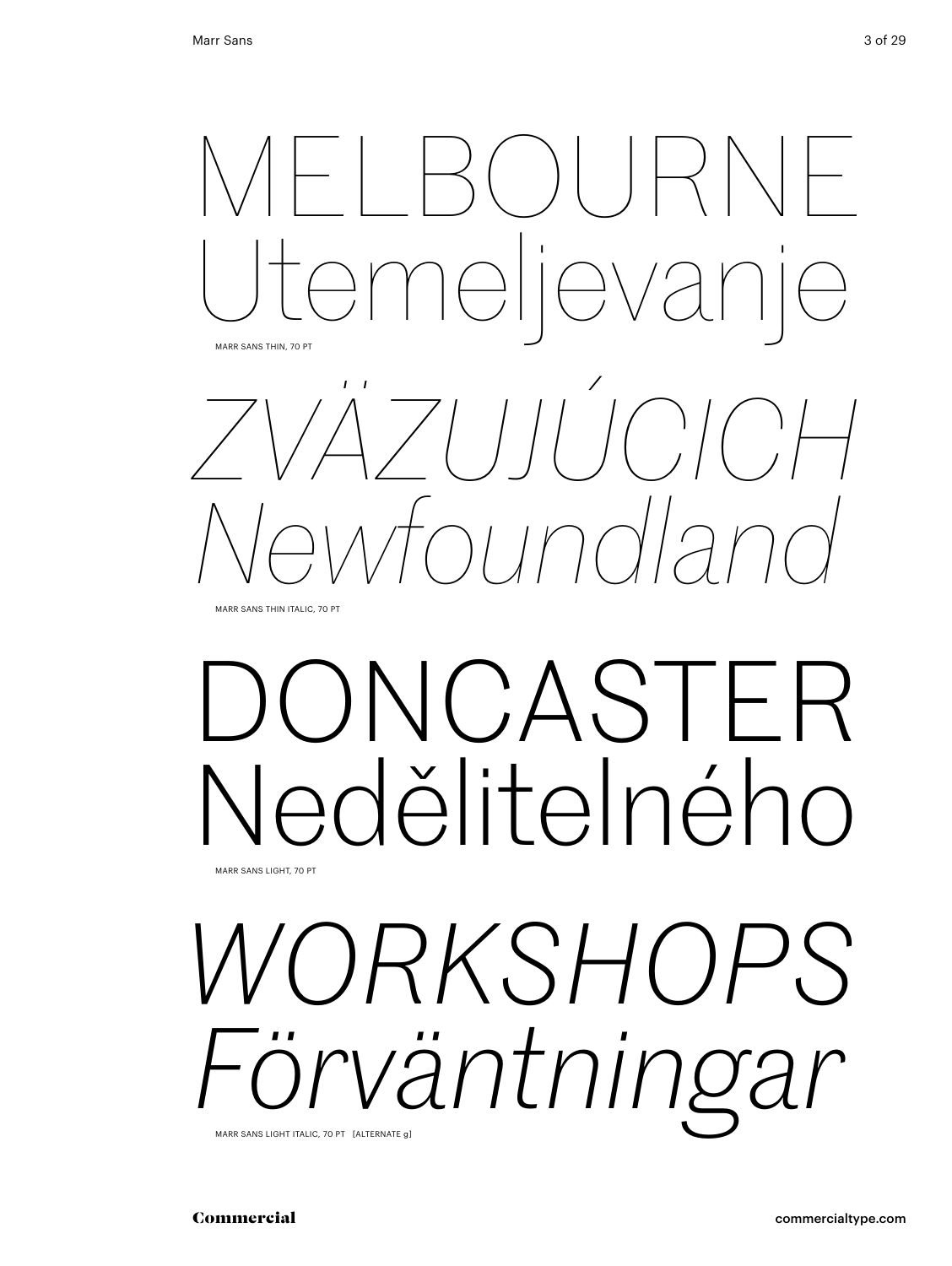MELBOURNE
Utemeljevanje

MARR SANS THIN, 70 PT

*ZVÄZUJÚCICH*
*Newfoundland*

MARR SANS THIN ITALIC, 70 PT

DONCASTER
Nedělitelného

MARR SANS LIGHT, 70 PT

*WORKSHOPS*
*Förväntningar*

MARR SANS LIGHT ITALIC, 70 PT [ALTERNATE g]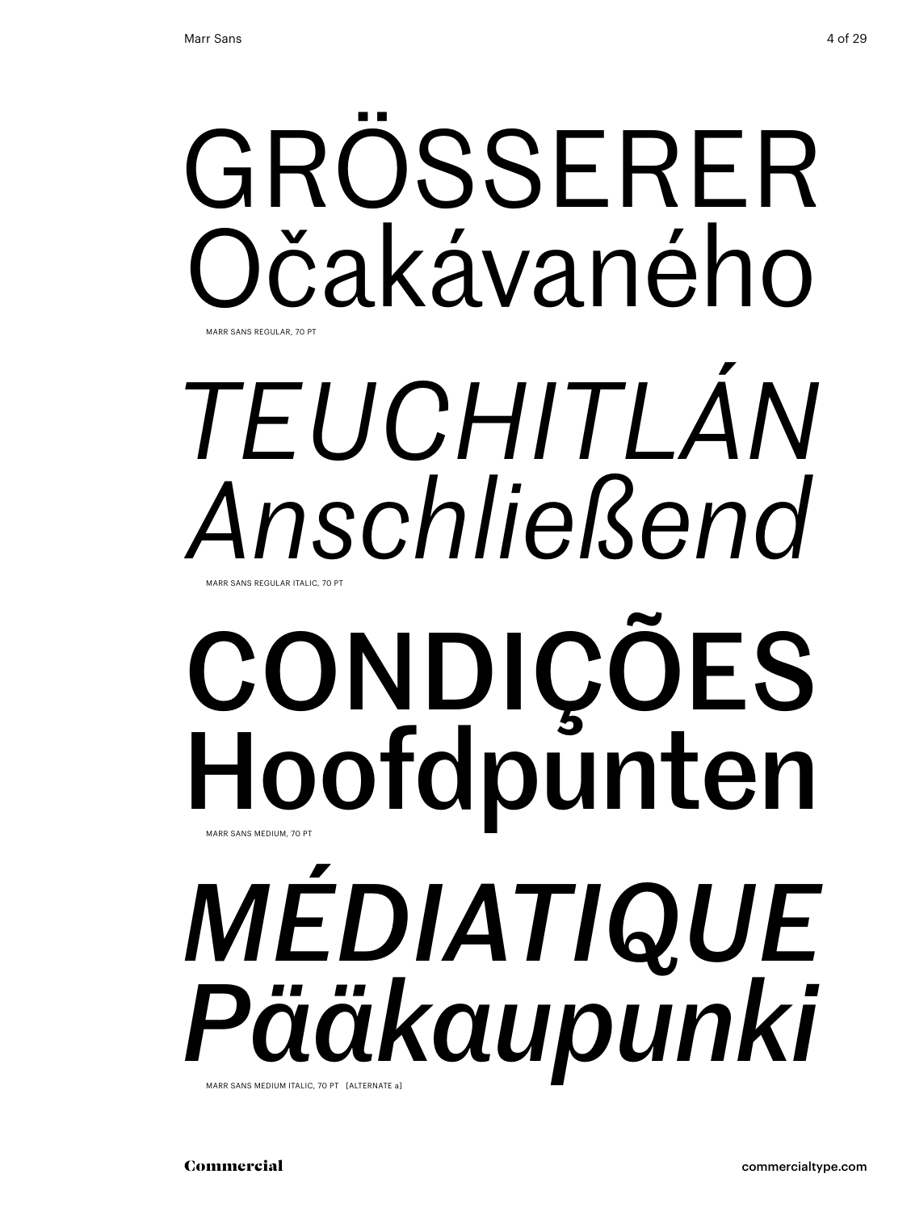GRÖSSERER
Očakávaného

MARR SANS REGULAR, 70 PT

*TEUCHITLÁN*
*Anschließend*

MARR SANS REGULAR ITALIC, 70 PT

CONDIÇÕES
Hoofdpunten

MARR SANS MEDIUM, 70 PT

*MÉDIATIQUE*
*Pääkaupunki*

MARR SANS MEDIUM ITALIC, 70 PT [ALTERNATE a]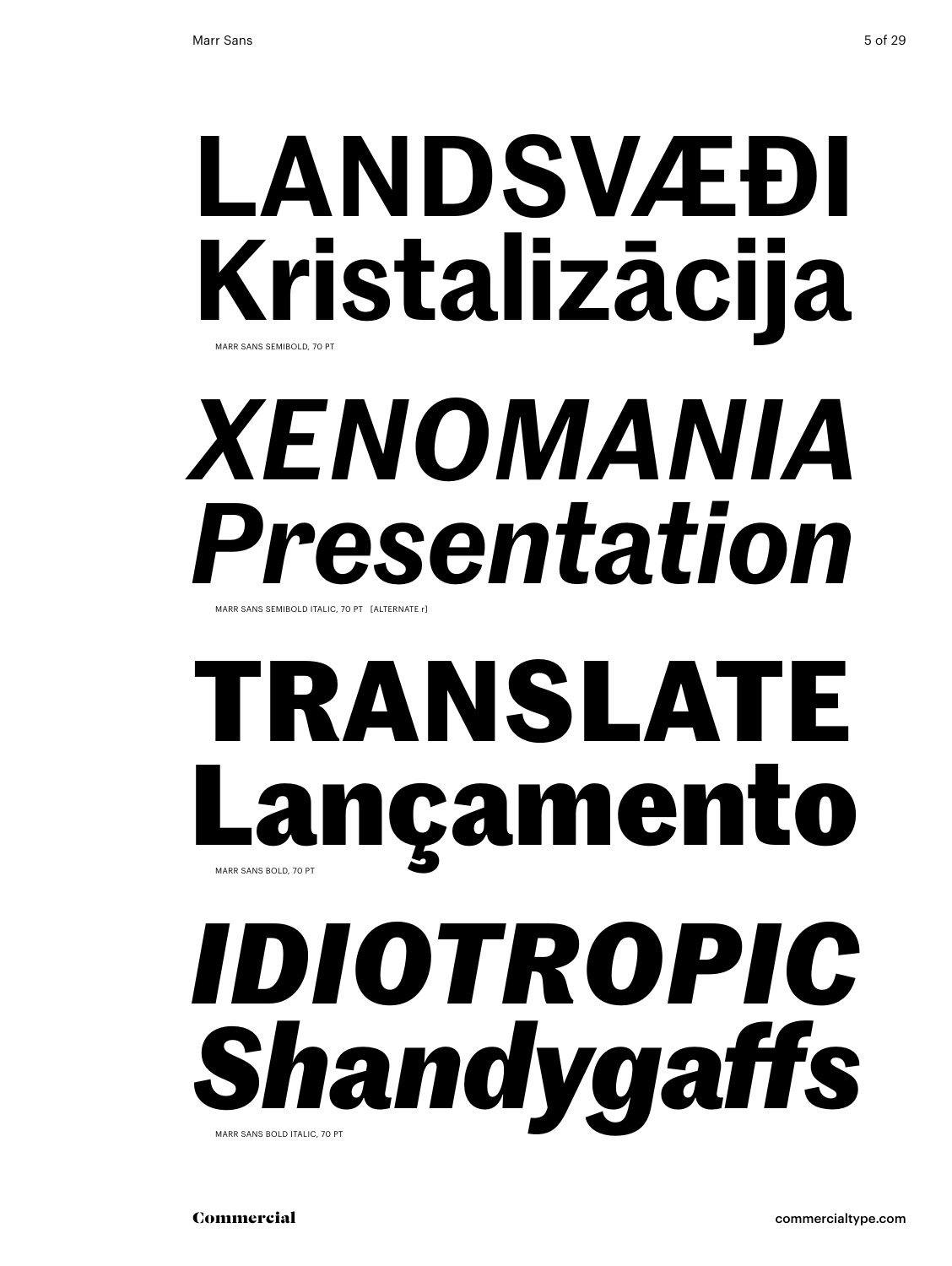**LANDSVÆÐI**
**Kristalizācija**

MARR SANS SEMIBOLD, 70 PT

***XENOMANIA***
***Presentation***

MARR SANS SEMIBOLD ITALIC, 70 PT [ALTERNATE r]

**TRANSLATE**
**Lançamento**

MARR SANS BOLD, 70 PT

***IDIOTROPIC***
***Shandygaffs***

MARR SANS BOLD ITALIC, 70 PT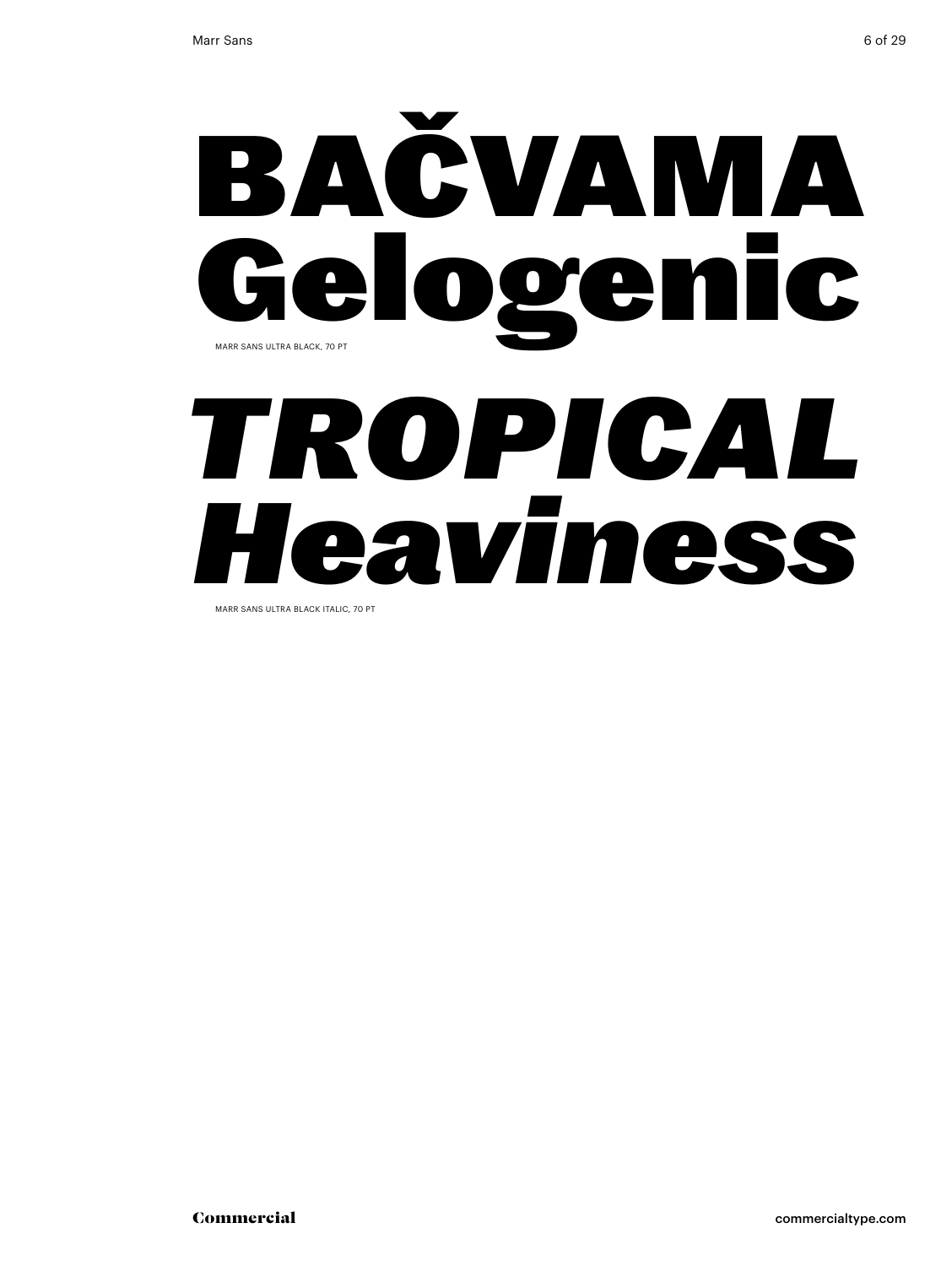# BAČVAMA Gelogenic

MARR SANS ULTRA BLACK, 70 PT

# *TROPICAL Heaviness*

MARR SANS ULTRA BLACK ITALIC, 70 PT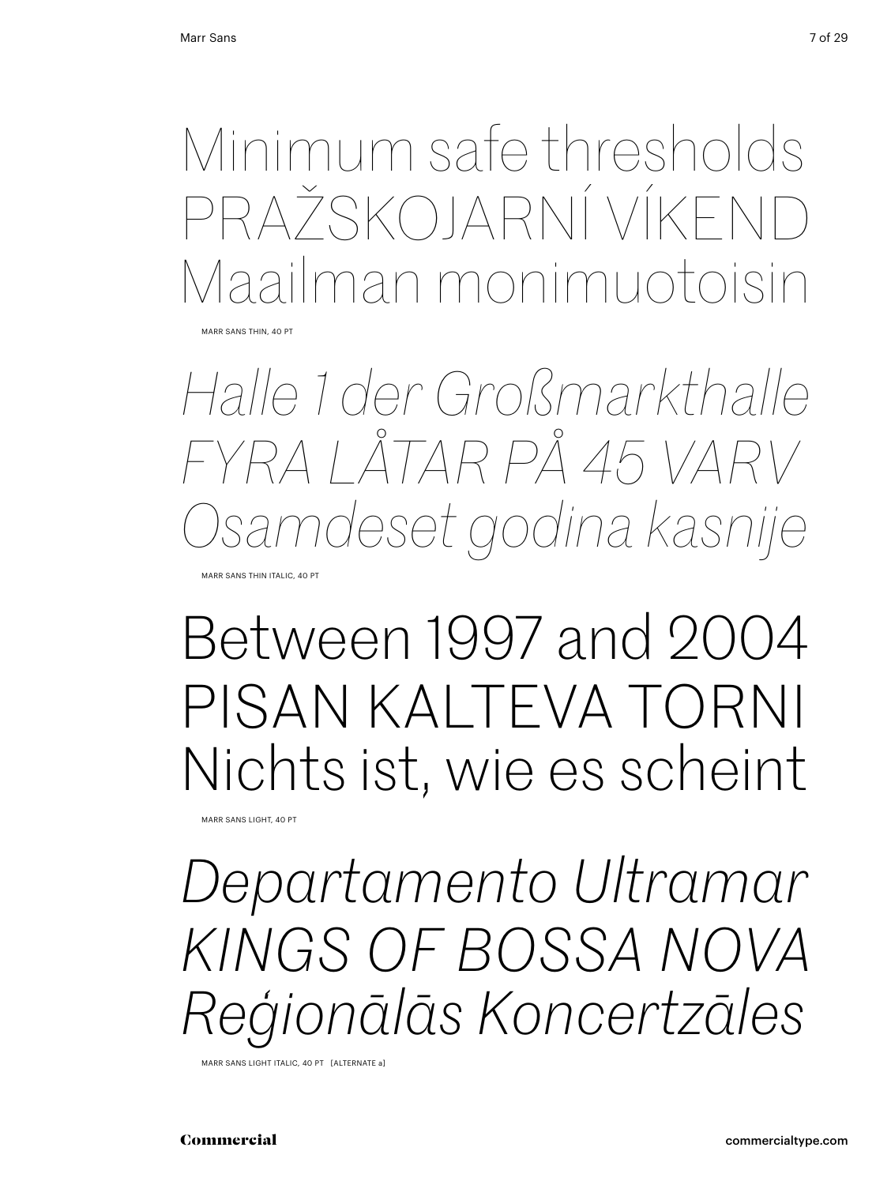Minimum safe thresholds
PRAŽSKOJARNÍ VÍKEND
Maailman monimuotoisin

MARR SANS THIN, 40 PT

*Halle 1 der Großmarkthalle*
*FYRA LÅTAR PÅ 45 VARV*
*Osamdeset godina kasnije*

MARR SANS THIN ITALIC, 40 PT

Between 1997 and 2004
PISAN KALTEVA TORNI
Nichts ist, wie es scheint

MARR SANS LIGHT, 40 PT

*Departamento Ultramar*
*KINGS OF BOSSA NOVA*
*Reģionālās Koncertzāles*

MARR SANS LIGHT ITALIC, 40 PT [ALTERNATE a]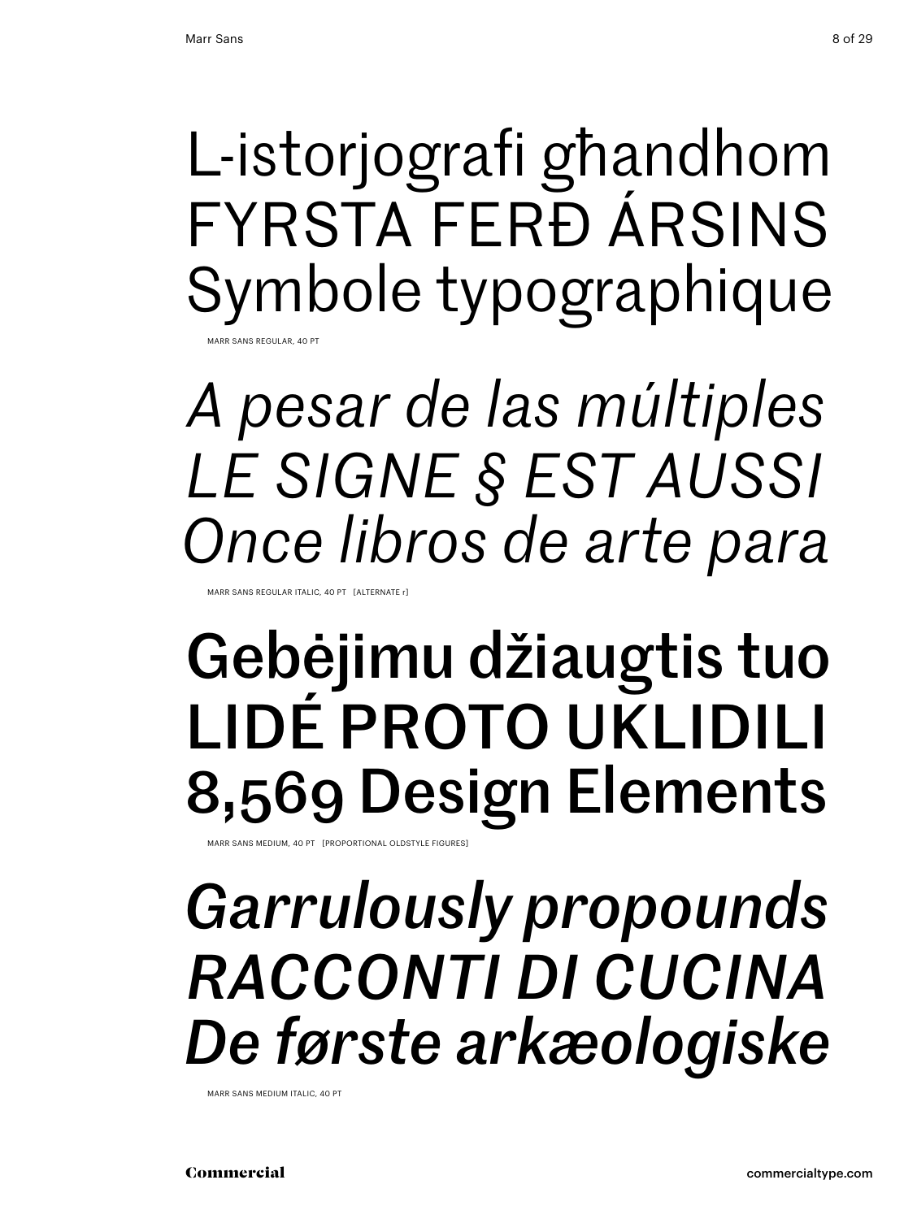L-istorjografi għandhom
FYRSTA FERÐ ÁRSINS
Symbole typographique

MARR SANS REGULAR, 40 PT

*A pesar de las múltiples*
*LE SIGNE § EST AUSSI*
*Once libros de arte para*

MARR SANS REGULAR ITALIC, 40 PT [ALTERNATE r]

Gebėjimu džiaugtis tuo
LIDÉ PROTO UKLIDILI
8,569 Design Elements

MARR SANS MEDIUM, 40 PT [PROPORTIONAL OLDSTYLE FIGURES]

*Garrulously propounds*
*RACCONTI DI CUCINA*
*De første arkæologiske*

MARR SANS MEDIUM ITALIC, 40 PT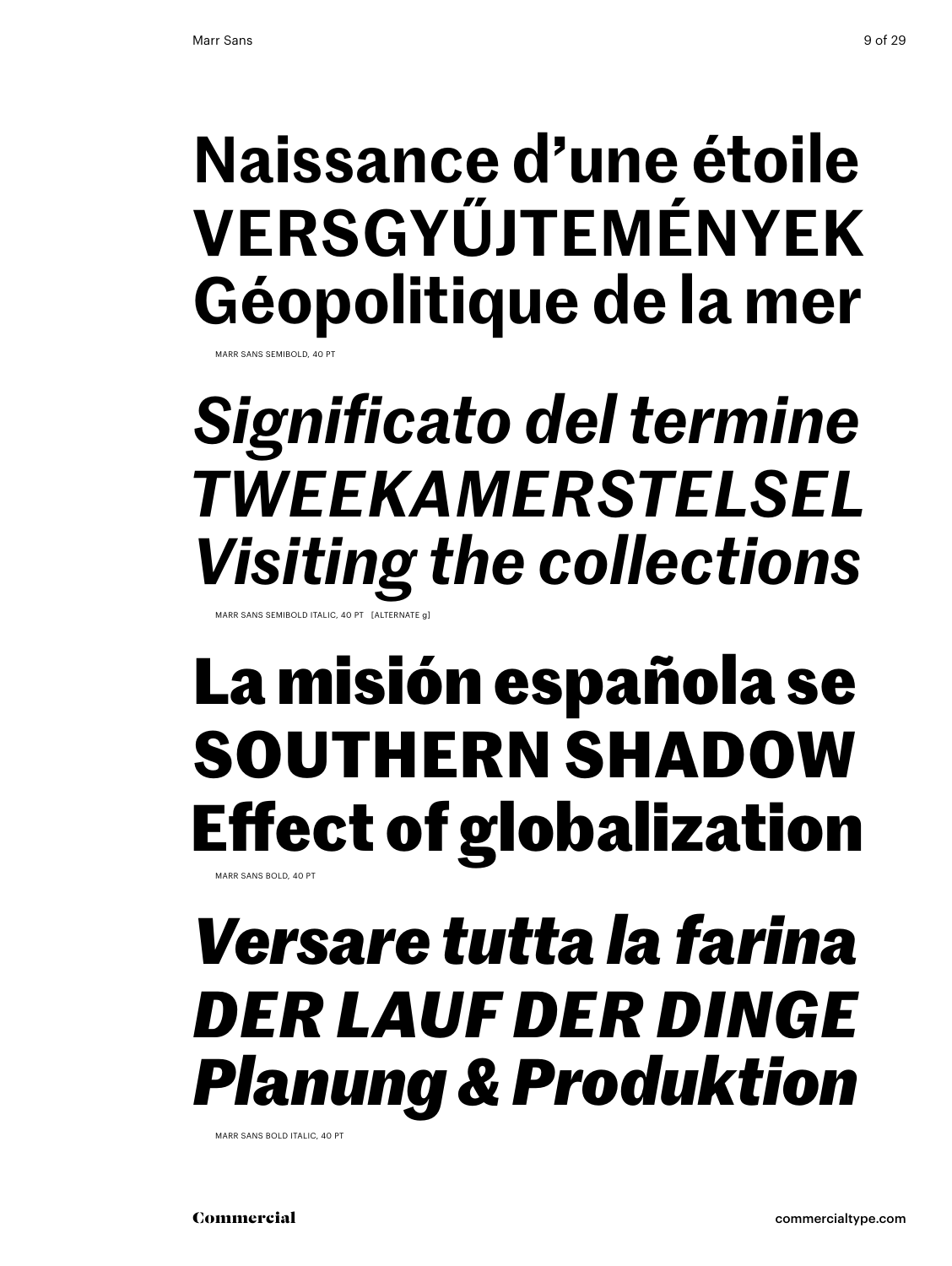**Naissance d’une étoile**
**VERSGYŰJTEMÉNYEK**
**Géopolitique de la mer**

MARR SANS SEMIBOLD, 40 PT

***Significato del termine***
***TWEEKAMERSTELSEL***
***Visiting the collections***

MARR SANS SEMIBOLD ITALIC, 40 PT [ALTERNATE g]

**La misión española se**
**SOUTHERN SHADOW**
**Effect of globalization**

MARR SANS BOLD, 40 PT

***Versare tutta la farina***
***DER LAUF DER DINGE***
***Planung & Produktion***

MARR SANS BOLD ITALIC, 40 PT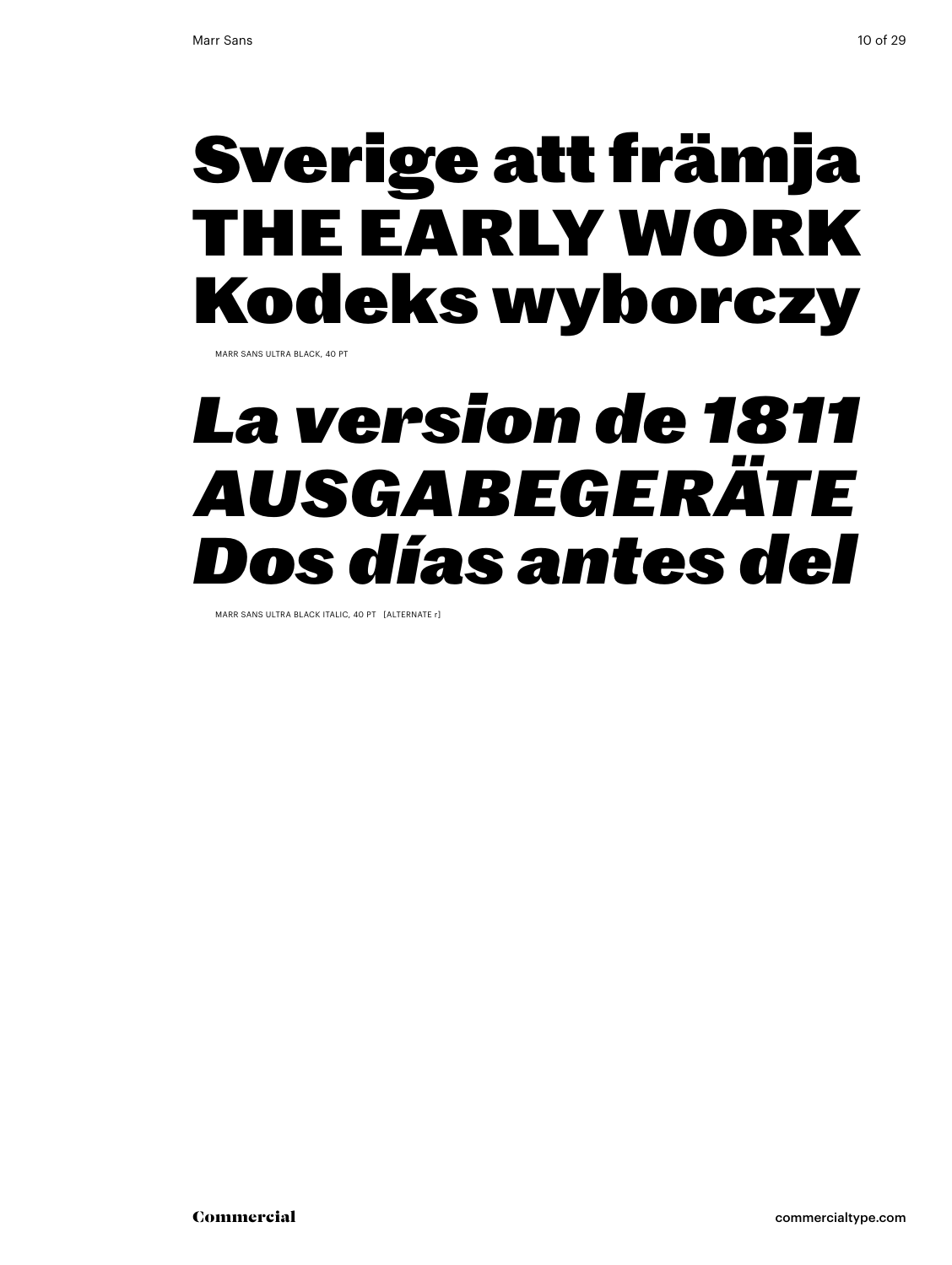# Sverige att främja THE EARLY WORK Kodeks wyborczy

MARR SANS ULTRA BLACK, 40 PT

# *La version de 1811 AUSGABEGERÄTE Dos días antes del*

MARR SANS ULTRA BLACK ITALIC, 40 PT [ALTERNATE r]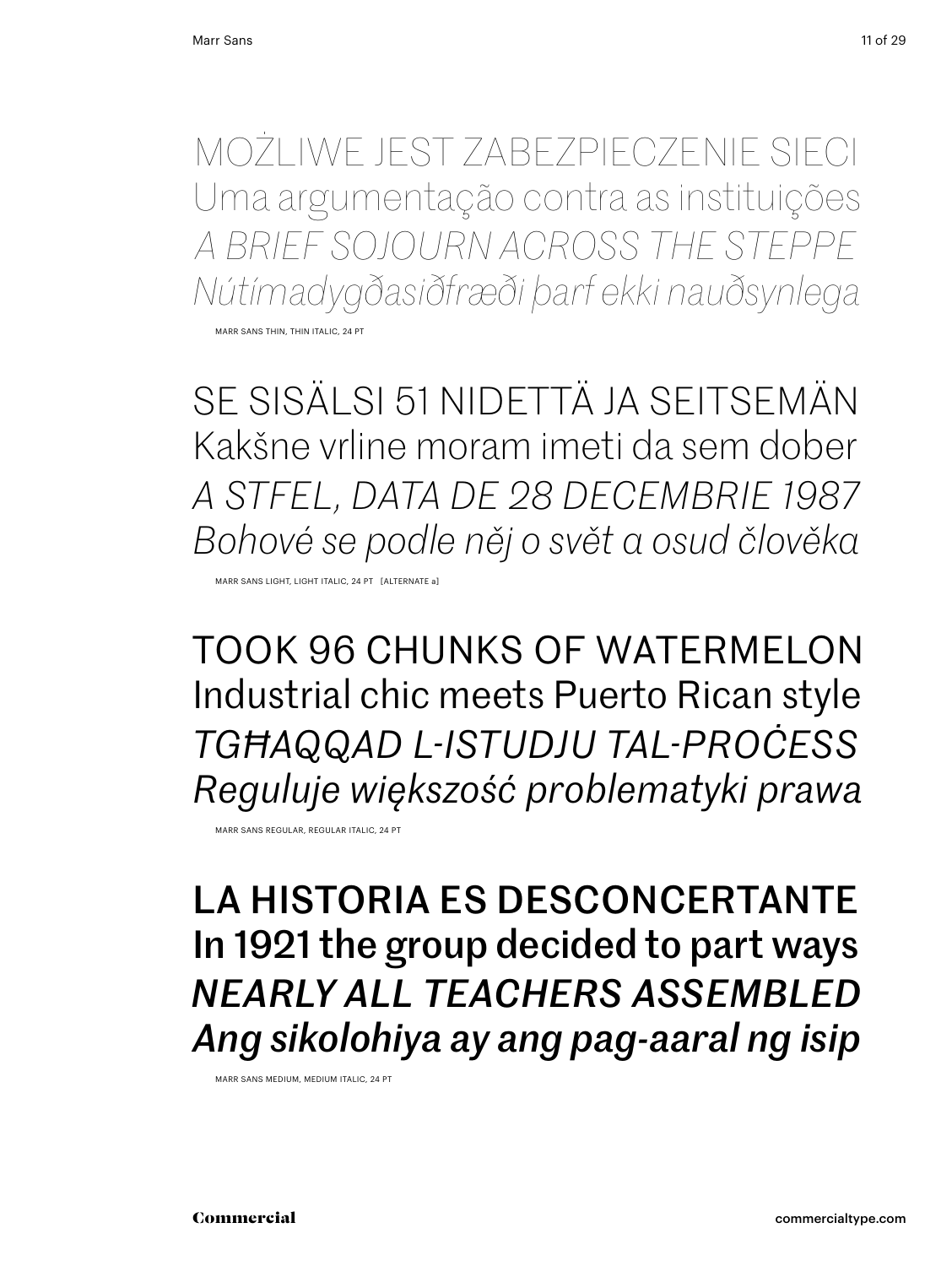MOŻLIWE JEST ZABEZPIECZENIE SIECI
Uma argumentação contra as instituições
*A BRIEF SOJOURN ACROSS THE STEPPE*
*Nútímadygðasiðfræði þarf ekki nauðsynlega*

MARR SANS THIN, THIN ITALIC, 24 PT

SE SISÄLSI 51 NIDETTÄ JA SEITSEMÄN
Kakšne vrline moram imeti da sem dober
*A STFEL, DATA DE 28 DECEMBRIE 1987*
*Bohové se podle něj o svět a osud člověka*

MARR SANS LIGHT, LIGHT ITALIC, 24 PT [ALTERNATE a]

TOOK 96 CHUNKS OF WATERMELON
Industrial chic meets Puerto Rican style
*TGĦAQQAD L-ISTUDJU TAL-PROĊESS*
*Reguluje większość problematyki prawa*

MARR SANS REGULAR, REGULAR ITALIC, 24 PT

LA HISTORIA ES DESCONCERTANTE
In 1921 the group decided to part ways
*NEARLY ALL TEACHERS ASSEMBLED*
*Ang sikolohiya ay ang pag-aaral ng isip*

MARR SANS MEDIUM, MEDIUM ITALIC, 24 PT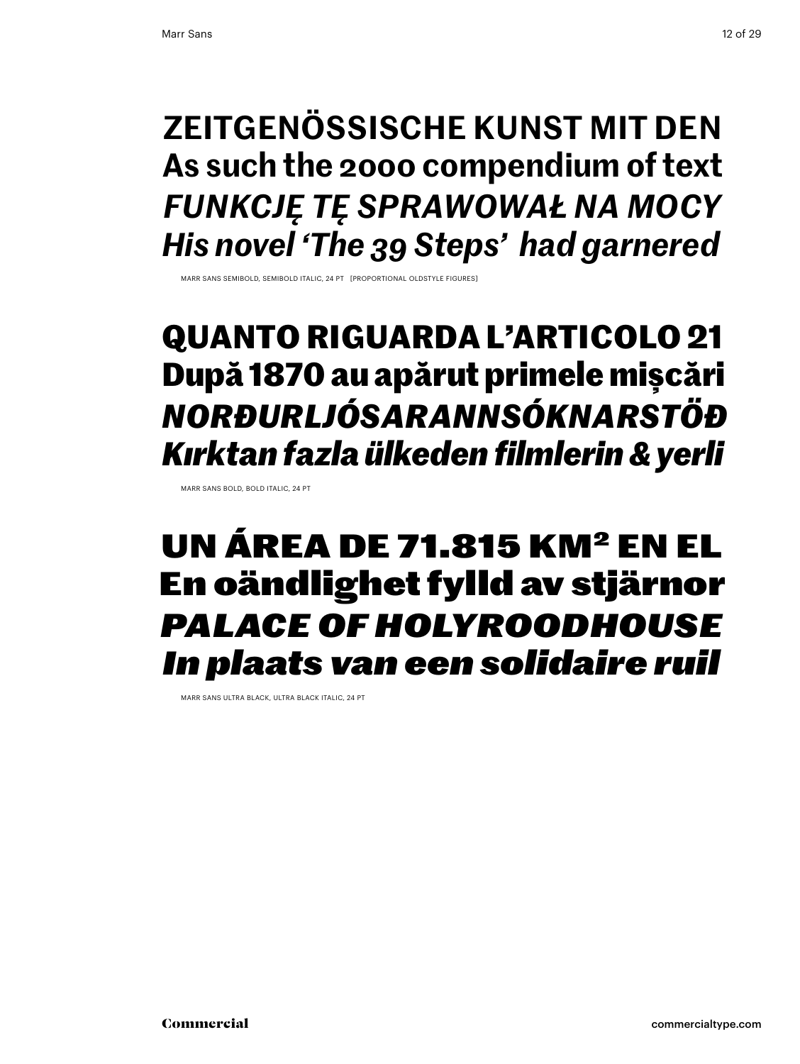**ZEITGENÖSSISCHE KUNST MIT DEN**
**As such the 2000 compendium of text**
***FUNKCJĘ TĘ SPRAWOWAŁ NA MOCY***
***His novel 'The 39 Steps' had garnered***

MARR SANS SEMIBOLD, SEMIBOLD ITALIC, 24 PT [PROPORTIONAL OLDSTYLE FIGURES]

**QUANTO RIGUARDA L'ARTICOLO 21**
**După 1870 au apărut primele mișcări**
***NORÐURLJÓSARANNSÓKNARSTÖÐ***
***Kırktan fazla ülkeden filmlerin & yerli***

MARR SANS BOLD, BOLD ITALIC, 24 PT

**UN ÁREA DE 71.815 KM² EN EL**
**En oändlighet fylld av stjärnor**
***PALACE OF HOLYROODHOUSE***
***In plaats van een solidaire ruil***

MARR SANS ULTRA BLACK, ULTRA BLACK ITALIC, 24 PT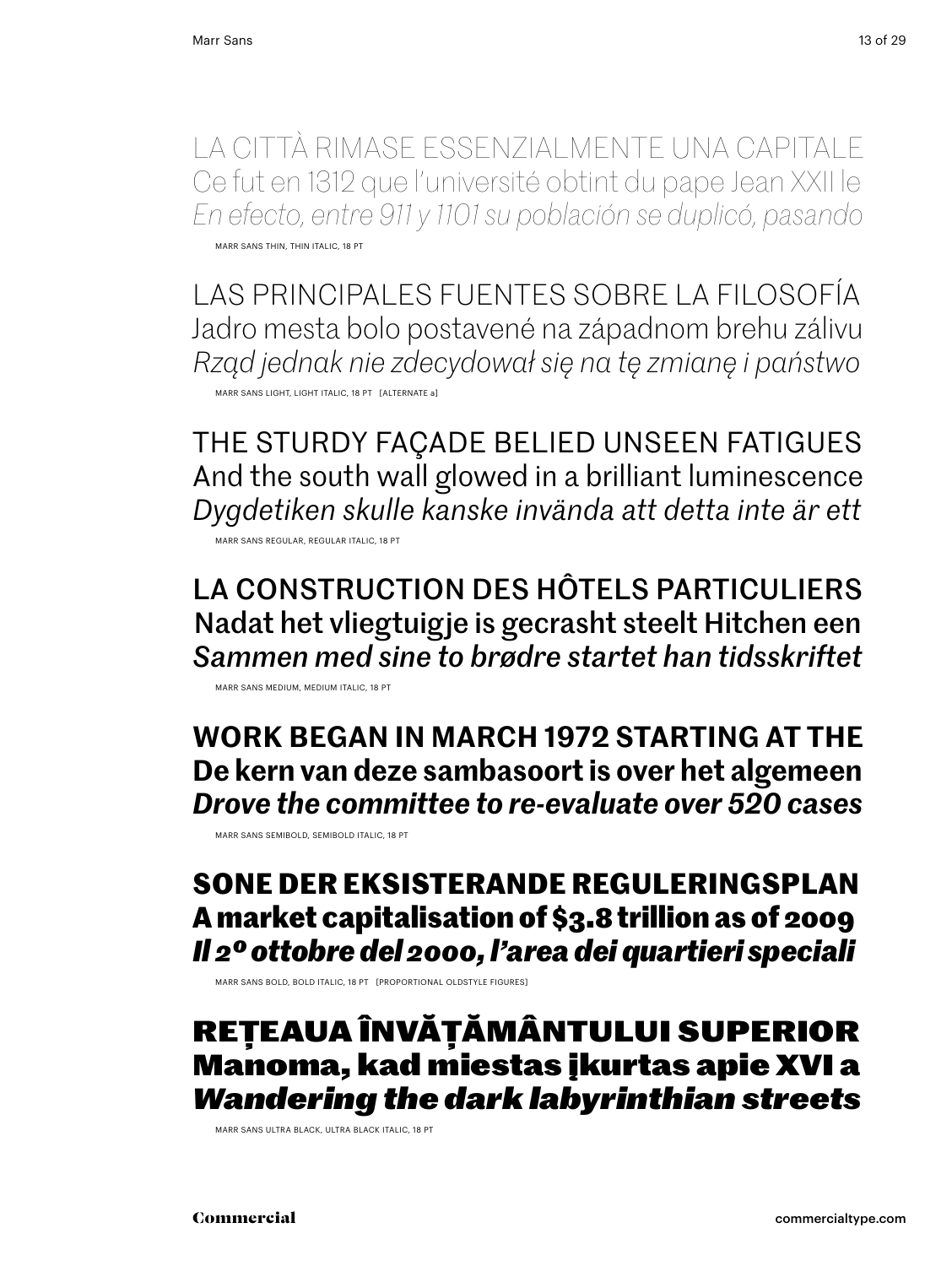LA CITTÀ RIMASE ESSENZIALMENTE UNA CAPITALE
Ce fut en 1312 que l'université obtint du pape Jean XXII le
*En efecto, entre 911 y 1101 su población se duplicó, pasando*

MARR SANS THIN, THIN ITALIC, 18 PT

LAS PRINCIPALES FUENTES SOBRE LA FILOSOFÍA
Jadro mesta bolo postavené na západnom brehu zálivu
*Rząd jednak nie zdecydował się na tę zmianę i państwo*

MARR SANS LIGHT, LIGHT ITALIC, 18 PT [ALTERNATE a]

THE STURDY FAÇADE BELIED UNSEEN FATIGUES
And the south wall glowed in a brilliant luminescence
*Dygdetiken skulle kanske invända att detta inte är ett*

MARR SANS REGULAR, REGULAR ITALIC, 18 PT

LA CONSTRUCTION DES HÔTELS PARTICULIERS
Nadat het vliegtuigje is gecrasht steelt Hitchen een
*Sammen med sine to brødre startet han tidsskriftet*

MARR SANS MEDIUM, MEDIUM ITALIC, 18 PT

**WORK BEGAN IN MARCH 1972 STARTING AT THE**
**De kern van deze sambasoort is over het algemeen**
***Drove the committee to re-evaluate over 520 cases***

MARR SANS SEMIBOLD, SEMIBOLD ITALIC, 18 PT

**SONE DER EKSISTERANDE REGULERINGSPLAN**
**A market capitalisation of $3.8 trillion as of 2009**
***Il 2º ottobre del 2000, l'area dei quartieri speciali***

MARR SANS BOLD, BOLD ITALIC, 18 PT [PROPORTIONAL OLDSTYLE FIGURES]

**REȚEAUA ÎNVĂȚĂMÂNTULUI SUPERIOR**
**Manoma, kad miestas įkurtas apie XVI a**
***Wandering the dark labyrinthian streets***

MARR SANS ULTRA BLACK, ULTRA BLACK ITALIC, 18 PT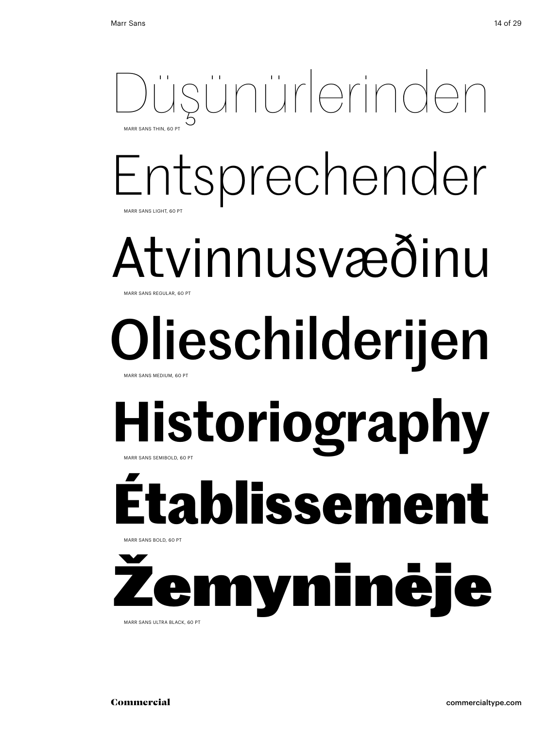Düşünürlerinden

MARR SANS THIN, 60 PT

Entsprechender

MARR SANS LIGHT, 60 PT

Atvinnusvæðinu

MARR SANS REGULAR, 60 PT

Olieschilderijen

MARR SANS MEDIUM, 60 PT

Historiography

MARR SANS SEMIBOLD, 60 PT

Établissement

MARR SANS BOLD, 60 PT

Žemyninėje

MARR SANS ULTRA BLACK, 60 PT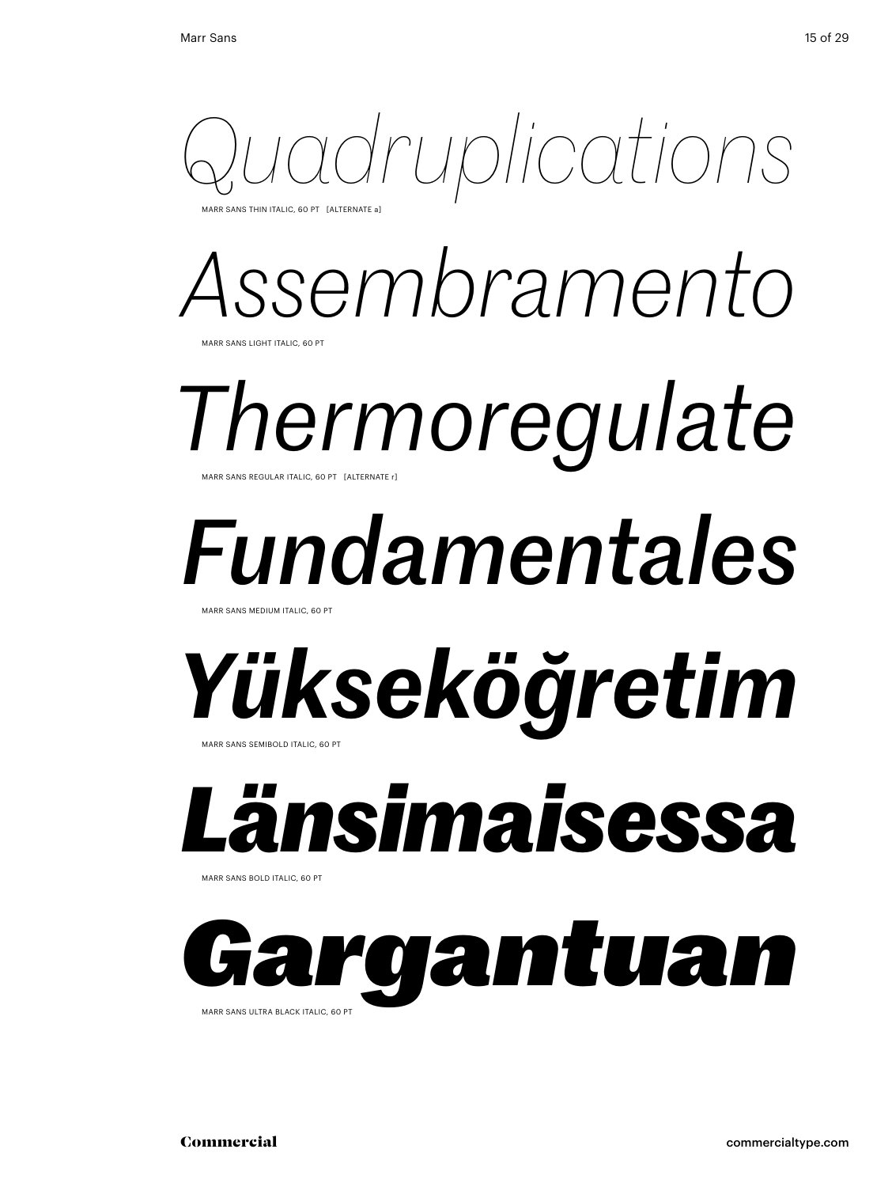*Quadruplications*

MARR SANS THIN ITALIC, 60 PT [ALTERNATE a]

*Assembramento*

MARR SANS LIGHT ITALIC, 60 PT

*Thermoregulate*

MARR SANS REGULAR ITALIC, 60 PT [ALTERNATE r]

***Fundamentales***

MARR SANS MEDIUM ITALIC, 60 PT

***Yükseköğretim***

MARR SANS SEMIBOLD ITALIC, 60 PT

***Länsimaisessa***

MARR SANS BOLD ITALIC, 60 PT

***Gargantuan***

MARR SANS ULTRA BLACK ITALIC, 60 PT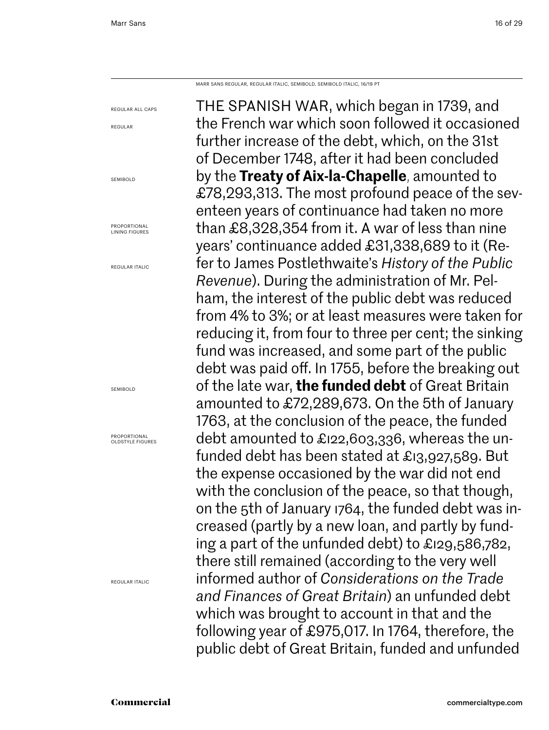MARR SANS REGULAR, REGULAR ITALIC, SEMIBOLD, SEMIBOLD ITALIC, 16/19 PT

REGULAR ALL CAPS

REGULAR

SEMIBOLD

PROPORTIONAL LINING FIGURES

REGULAR ITALIC

SEMIBOLD

PROPORTIONAL OLDSTYLE FIGURES

REGULAR ITALIC

THE SPANISH WAR, which began in 1739, and the French war which soon followed it occasioned further increase of the debt, which, on the 31st of December 1748, after it had been concluded by the **Treaty of Aix-la-Chapelle**, amounted to £78,293,313. The most profound peace of the seventeen years of continuance had taken no more than £8,328,354 from it. A war of less than nine years' continuance added £31,338,689 to it (Refer to James Postlethwaite's *History of the Public Revenue*). During the administration of Mr. Pelham, the interest of the public debt was reduced from 4% to 3%; or at least measures were taken for reducing it, from four to three per cent; the sinking fund was increased, and some part of the public debt was paid off. In 1755, before the breaking out of the late war, **the funded debt** of Great Britain amounted to £72,289,673. On the 5th of January 1763, at the conclusion of the peace, the funded debt amounted to £122,603,336, whereas the unfunded debt has been stated at £13,927,589. But the expense occasioned by the war did not end with the conclusion of the peace, so that though, on the 5th of January 1764, the funded debt was increased (partly by a new loan, and partly by funding a part of the unfunded debt) to £129,586,782, there still remained (according to the very well informed author of *Considerations on the Trade and Finances of Great Britain*) an unfunded debt which was brought to account in that and the following year of £975,017. In 1764, therefore, the public debt of Great Britain, funded and unfunded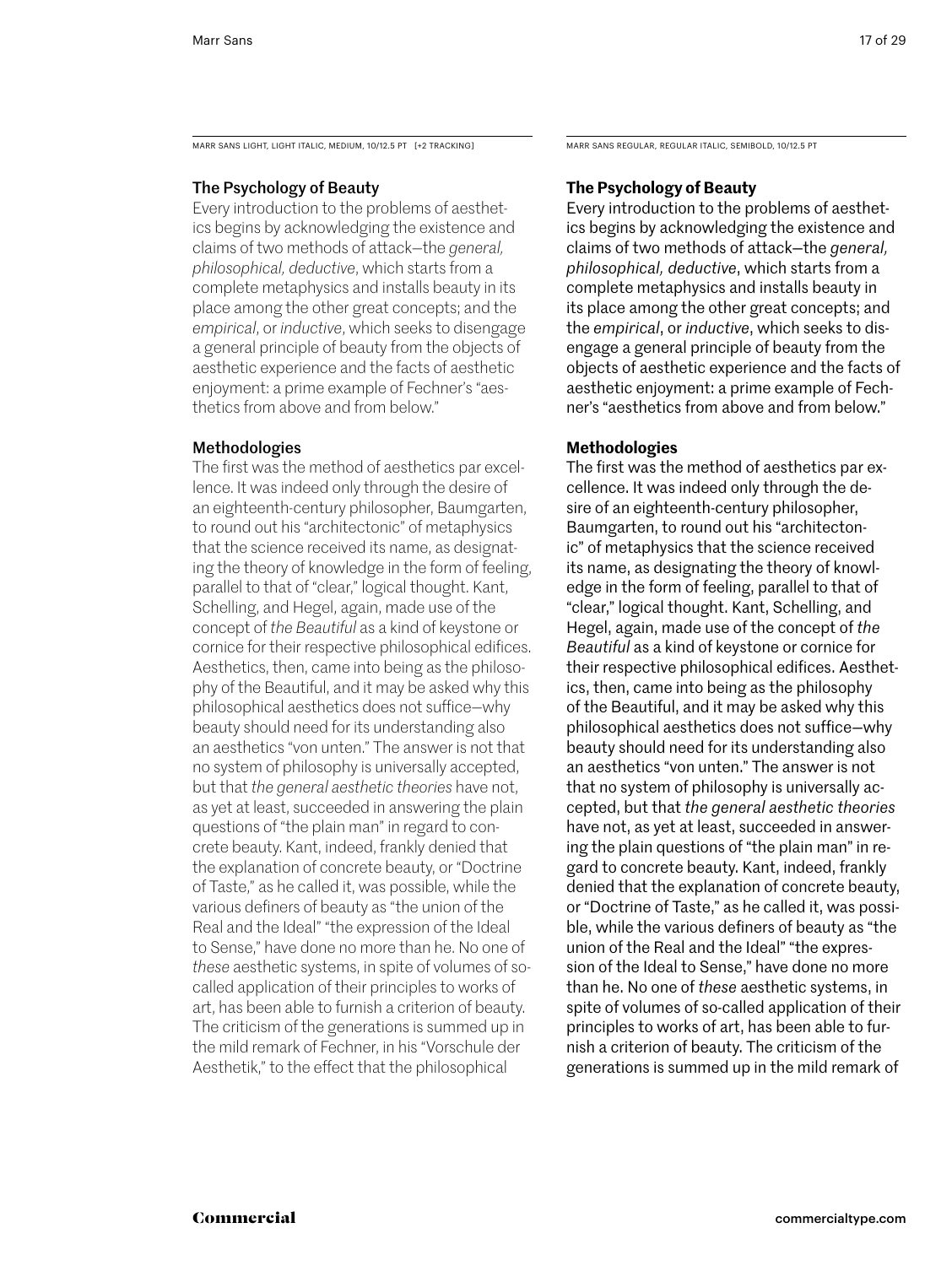MARR SANS LIGHT, LIGHT ITALIC, MEDIUM, 10/12.5 PT [+2 TRACKING]

## The Psychology of Beauty

Every introduction to the problems of aesthetics begins by acknowledging the existence and claims of two methods of attack—the *general, philosophical, deductive*, which starts from a complete metaphysics and installs beauty in its place among the other great concepts; and the *empirical*, or *inductive*, which seeks to disengage a general principle of beauty from the objects of aesthetic experience and the facts of aesthetic enjoyment: a prime example of Fechner's "aesthetics from above and from below."

## Methodologies

The first was the method of aesthetics par excellence. It was indeed only through the desire of an eighteenth-century philosopher, Baumgarten, to round out his "architectonic" of metaphysics that the science received its name, as designating the theory of knowledge in the form of feeling, parallel to that of "clear," logical thought. Kant, Schelling, and Hegel, again, made use of the concept of *the Beautiful* as a kind of keystone or cornice for their respective philosophical edifices. Aesthetics, then, came into being as the philosophy of the Beautiful, and it may be asked why this philosophical aesthetics does not suffice—why beauty should need for its understanding also an aesthetics "von unten." The answer is not that no system of philosophy is universally accepted, but that *the general aesthetic theories* have not, as yet at least, succeeded in answering the plain questions of "the plain man" in regard to concrete beauty. Kant, indeed, frankly denied that the explanation of concrete beauty, or "Doctrine of Taste," as he called it, was possible, while the various definers of beauty as "the union of the Real and the Ideal" "the expression of the Ideal to Sense," have done no more than he. No one of *these* aesthetic systems, in spite of volumes of so-called application of their principles to works of art, has been able to furnish a criterion of beauty. The criticism of the generations is summed up in the mild remark of Fechner, in his "Vorschule der Aesthetik," to the effect that the philosophical

MARR SANS REGULAR, REGULAR ITALIC, SEMIBOLD, 10/12.5 PT

## **The Psychology of Beauty**

Every introduction to the problems of aesthetics begins by acknowledging the existence and claims of two methods of attack—the *general, philosophical, deductive*, which starts from a complete metaphysics and installs beauty in its place among the other great concepts; and the *empirical*, or *inductive*, which seeks to disengage a general principle of beauty from the objects of aesthetic experience and the facts of aesthetic enjoyment: a prime example of Fechner's "aesthetics from above and from below."

## **Methodologies**

The first was the method of aesthetics par excellence. It was indeed only through the desire of an eighteenth-century philosopher, Baumgarten, to round out his "architectonic" of metaphysics that the science received its name, as designating the theory of knowledge in the form of feeling, parallel to that of "clear," logical thought. Kant, Schelling, and Hegel, again, made use of the concept of *the Beautiful* as a kind of keystone or cornice for their respective philosophical edifices. Aesthetics, then, came into being as the philosophy of the Beautiful, and it may be asked why this philosophical aesthetics does not suffice—why beauty should need for its understanding also an aesthetics "von unten." The answer is not that no system of philosophy is universally accepted, but that *the general aesthetic theories* have not, as yet at least, succeeded in answering the plain questions of "the plain man" in regard to concrete beauty. Kant, indeed, frankly denied that the explanation of concrete beauty, or "Doctrine of Taste," as he called it, was possible, while the various definers of beauty as "the union of the Real and the Ideal" "the expression of the Ideal to Sense," have done no more than he. No one of *these* aesthetic systems, in spite of volumes of so-called application of their principles to works of art, has been able to furnish a criterion of beauty. The criticism of the generations is summed up in the mild remark of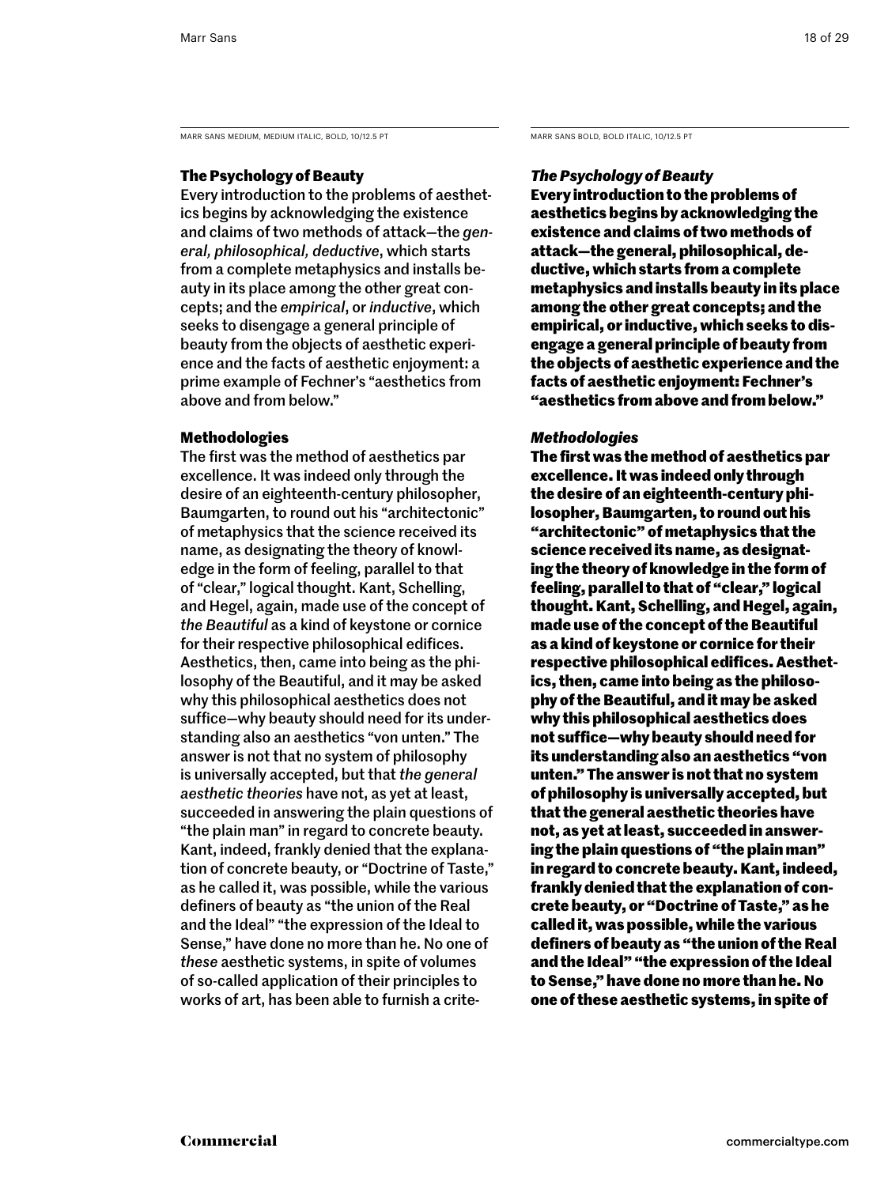MARR SANS MEDIUM, MEDIUM ITALIC, BOLD, 10/12.5 PT

**The Psychology of Beauty**

Every introduction to the problems of aesthetics begins by acknowledging the existence and claims of two methods of attack—the *general, philosophical, deductive*, which starts from a complete metaphysics and installs beauty in its place among the other great concepts; and the *empirical*, or *inductive*, which seeks to disengage a general principle of beauty from the objects of aesthetic experience and the facts of aesthetic enjoyment: a prime example of Fechner's "aesthetics from above and from below."

**Methodologies**

The first was the method of aesthetics par excellence. It was indeed only through the desire of an eighteenth-century philosopher, Baumgarten, to round out his "architectonic" of metaphysics that the science received its name, as designating the theory of knowledge in the form of feeling, parallel to that of "clear," logical thought. Kant, Schelling, and Hegel, again, made use of the concept of *the Beautiful* as a kind of keystone or cornice for their respective philosophical edifices. Aesthetics, then, came into being as the philosophy of the Beautiful, and it may be asked why this philosophical aesthetics does not suffice—why beauty should need for its understanding also an aesthetics "von unten." The answer is not that no system of philosophy is universally accepted, but that *the general aesthetic theories* have not, as yet at least, succeeded in answering the plain questions of "the plain man" in regard to concrete beauty. Kant, indeed, frankly denied that the explanation of concrete beauty, or "Doctrine of Taste," as he called it, was possible, while the various definers of beauty as "the union of the Real and the Ideal" "the expression of the Ideal to Sense," have done no more than he. No one of *these* aesthetic systems, in spite of volumes of so-called application of their principles to works of art, has been able to furnish a crite-

MARR SANS BOLD, BOLD ITALIC, 10/12.5 PT

***The Psychology of Beauty***

**Every introduction to the problems of aesthetics begins by acknowledging the existence and claims of two methods of attack—the general, philosophical, deductive, which starts from a complete metaphysics and installs beauty in its place among the other great concepts; and the empirical, or inductive, which seeks to disengage a general principle of beauty from the objects of aesthetic experience and the facts of aesthetic enjoyment: Fechner's "aesthetics from above and from below."**

***Methodologies***

**The first was the method of aesthetics par excellence. It was indeed only through the desire of an eighteenth-century philosopher, Baumgarten, to round out his "architectonic" of metaphysics that the science received its name, as designating the theory of knowledge in the form of feeling, parallel to that of "clear," logical thought. Kant, Schelling, and Hegel, again, made use of the concept of the Beautiful as a kind of keystone or cornice for their respective philosophical edifices. Aesthetics, then, came into being as the philosophy of the Beautiful, and it may be asked why this philosophical aesthetics does not suffice—why beauty should need for its understanding also an aesthetics "von unten." The answer is not that no system of philosophy is universally accepted, but that the general aesthetic theories have not, as yet at least, succeeded in answering the plain questions of "the plain man" in regard to concrete beauty. Kant, indeed, frankly denied that the explanation of concrete beauty, or "Doctrine of Taste," as he called it, was possible, while the various definers of beauty as "the union of the Real and the Ideal" "the expression of the Ideal to Sense," have done no more than he. No one of these aesthetic systems, in spite of**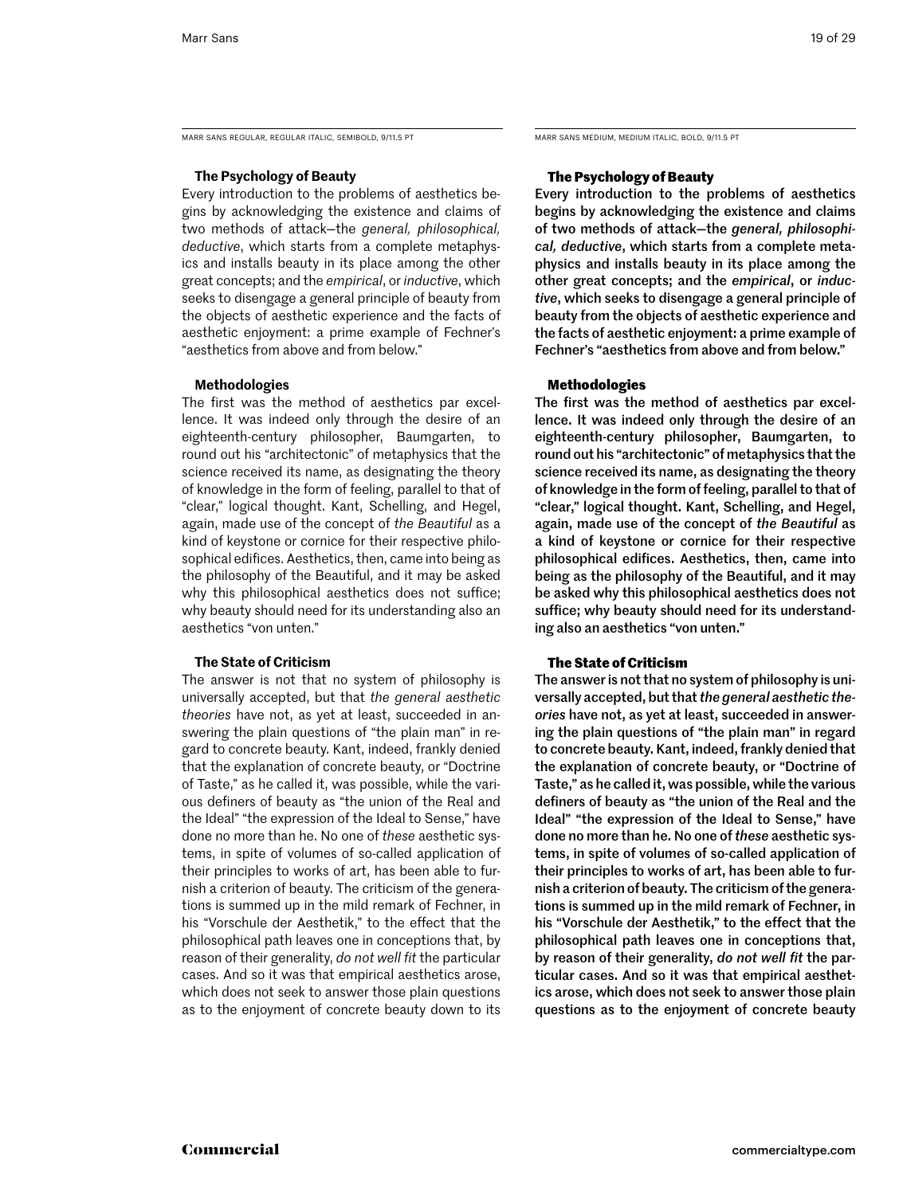MARR SANS REGULAR, REGULAR ITALIC, SEMIBOLD, 9/11.5 PT

### The Psychology of Beauty

Every introduction to the problems of aesthetics begins by acknowledging the existence and claims of two methods of attack—the *general, philosophical, deductive*, which starts from a complete metaphysics and installs beauty in its place among the other great concepts; and the *empirical*, or *inductive*, which seeks to disengage a general principle of beauty from the objects of aesthetic experience and the facts of aesthetic enjoyment: a prime example of Fechner's "aesthetics from above and from below."

### Methodologies

The first was the method of aesthetics par excellence. It was indeed only through the desire of an eighteenth-century philosopher, Baumgarten, to round out his "architectonic" of metaphysics that the science received its name, as designating the theory of knowledge in the form of feeling, parallel to that of "clear," logical thought. Kant, Schelling, and Hegel, again, made use of the concept of *the Beautiful* as a kind of keystone or cornice for their respective philosophical edifices. Aesthetics, then, came into being as the philosophy of the Beautiful, and it may be asked why this philosophical aesthetics does not suffice; why beauty should need for its understanding also an aesthetics "von unten."

### The State of Criticism

The answer is not that no system of philosophy is universally accepted, but that *the general aesthetic theories* have not, as yet at least, succeeded in answering the plain questions of "the plain man" in regard to concrete beauty. Kant, indeed, frankly denied that the explanation of concrete beauty, or "Doctrine of Taste," as he called it, was possible, while the various definers of beauty as "the union of the Real and the Ideal" "the expression of the Ideal to Sense," have done no more than he. No one of *these* aesthetic systems, in spite of volumes of so-called application of their principles to works of art, has been able to furnish a criterion of beauty. The criticism of the generations is summed up in the mild remark of Fechner, in his "Vorschule der Aesthetik," to the effect that the philosophical path leaves one in conceptions that, by reason of their generality, *do not well fit* the particular cases. And so it was that empirical aesthetics arose, which does not seek to answer those plain questions as to the enjoyment of concrete beauty down to its

MARR SANS MEDIUM, MEDIUM ITALIC, BOLD, 9/11.5 PT

### The Psychology of Beauty

Every introduction to the problems of aesthetics begins by acknowledging the existence and claims of two methods of attack—the *general, philosophical, deductive*, which starts from a complete metaphysics and installs beauty in its place among the other great concepts; and the *empirical*, or *inductive*, which seeks to disengage a general principle of beauty from the objects of aesthetic experience and the facts of aesthetic enjoyment: a prime example of Fechner's "aesthetics from above and from below."

### Methodologies

The first was the method of aesthetics par excellence. It was indeed only through the desire of an eighteenth-century philosopher, Baumgarten, to round out his "architectonic" of metaphysics that the science received its name, as designating the theory of knowledge in the form of feeling, parallel to that of "clear," logical thought. Kant, Schelling, and Hegel, again, made use of the concept of *the Beautiful* as a kind of keystone or cornice for their respective philosophical edifices. Aesthetics, then, came into being as the philosophy of the Beautiful, and it may be asked why this philosophical aesthetics does not suffice; why beauty should need for its understanding also an aesthetics "von unten."

### The State of Criticism

The answer is not that no system of philosophy is universally accepted, but that *the general aesthetic theories* have not, as yet at least, succeeded in answering the plain questions of "the plain man" in regard to concrete beauty. Kant, indeed, frankly denied that the explanation of concrete beauty, or "Doctrine of Taste," as he called it, was possible, while the various definers of beauty as "the union of the Real and the Ideal" "the expression of the Ideal to Sense," have done no more than he. No one of *these* aesthetic systems, in spite of volumes of so-called application of their principles to works of art, has been able to furnish a criterion of beauty. The criticism of the generations is summed up in the mild remark of Fechner, in his "Vorschule der Aesthetik," to the effect that the philosophical path leaves one in conceptions that, by reason of their generality, *do not well fit* the particular cases. And so it was that empirical aesthetics arose, which does not seek to answer those plain questions as to the enjoyment of concrete beauty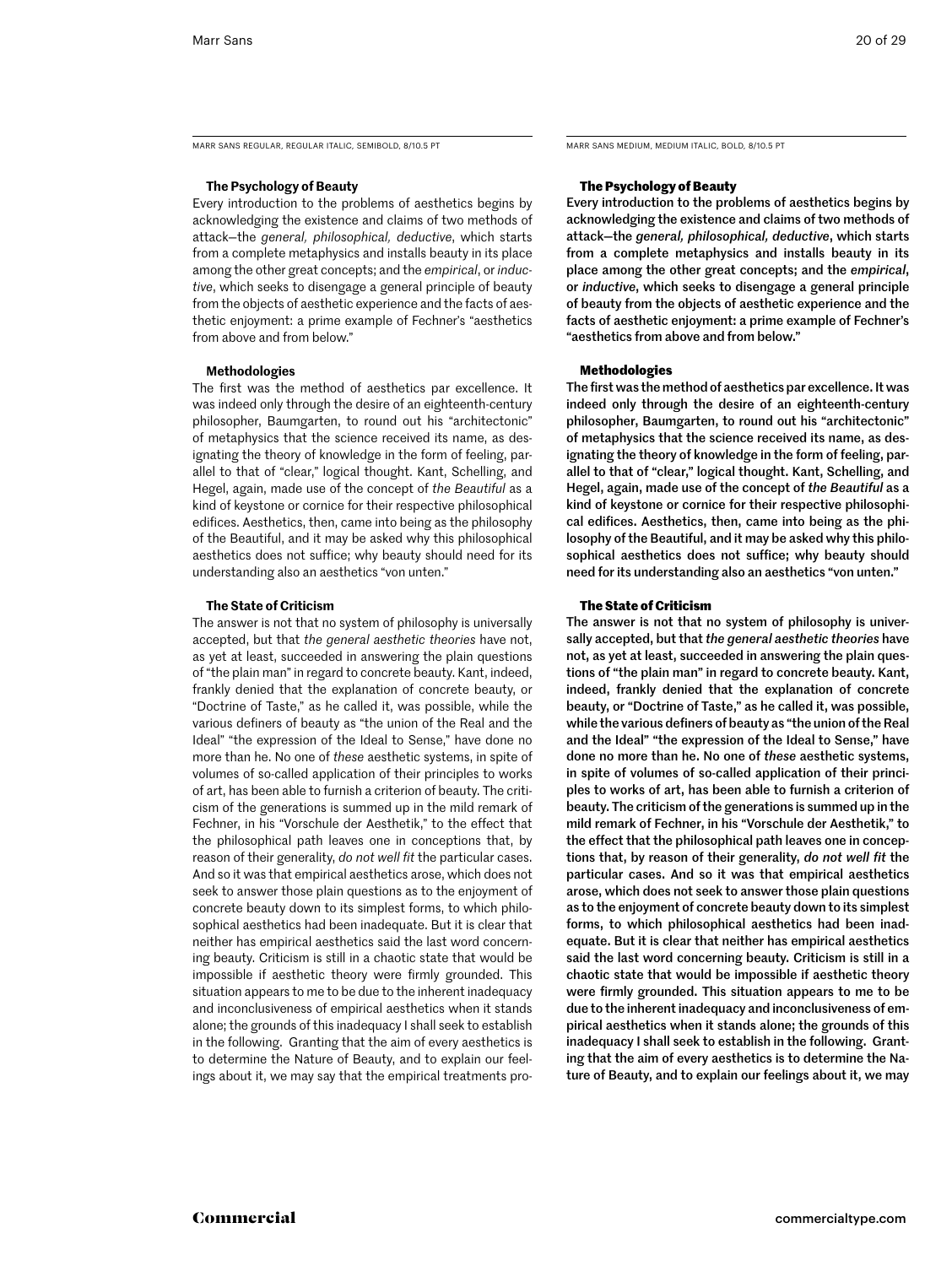MARR SANS REGULAR, REGULAR ITALIC, SEMIBOLD, 8/10.5 PT

### The Psychology of Beauty

Every introduction to the problems of aesthetics begins by acknowledging the existence and claims of two methods of attack—the *general, philosophical, deductive*, which starts from a complete metaphysics and installs beauty in its place among the other great concepts; and the *empirical*, or *inductive*, which seeks to disengage a general principle of beauty from the objects of aesthetic experience and the facts of aesthetic enjoyment: a prime example of Fechner's "aesthetics from above and from below."

### Methodologies

The first was the method of aesthetics par excellence. It was indeed only through the desire of an eighteenth-century philosopher, Baumgarten, to round out his "architectonic" of metaphysics that the science received its name, as designating the theory of knowledge in the form of feeling, parallel to that of "clear," logical thought. Kant, Schelling, and Hegel, again, made use of the concept of *the Beautiful* as a kind of keystone or cornice for their respective philosophical edifices. Aesthetics, then, came into being as the philosophy of the Beautiful, and it may be asked why this philosophical aesthetics does not suffice; why beauty should need for its understanding also an aesthetics "von unten."

### The State of Criticism

The answer is not that no system of philosophy is universally accepted, but that *the general aesthetic theories* have not, as yet at least, succeeded in answering the plain questions of "the plain man" in regard to concrete beauty. Kant, indeed, frankly denied that the explanation of concrete beauty, or "Doctrine of Taste," as he called it, was possible, while the various definers of beauty as "the union of the Real and the Ideal" "the expression of the Ideal to Sense," have done no more than he. No one of *these* aesthetic systems, in spite of volumes of so-called application of their principles to works of art, has been able to furnish a criterion of beauty. The criticism of the generations is summed up in the mild remark of Fechner, in his "Vorschule der Aesthetik," to the effect that the philosophical path leaves one in conceptions that, by reason of their generality, *do not well fit* the particular cases. And so it was that empirical aesthetics arose, which does not seek to answer those plain questions as to the enjoyment of concrete beauty down to its simplest forms, to which philosophical aesthetics had been inadequate. But it is clear that neither has empirical aesthetics said the last word concerning beauty. Criticism is still in a chaotic state that would be impossible if aesthetic theory were firmly grounded. This situation appears to me to be due to the inherent inadequacy and inconclusiveness of empirical aesthetics when it stands alone; the grounds of this inadequacy I shall seek to establish in the following. Granting that the aim of every aesthetics is to determine the Nature of Beauty, and to explain our feelings about it, we may say that the empirical treatments pro-

MARR SANS MEDIUM, MEDIUM ITALIC, BOLD, 8/10.5 PT

### The Psychology of Beauty

**Every introduction to the problems of aesthetics begins by acknowledging the existence and claims of two methods of attack—the *general, philosophical, deductive*, which starts from a complete metaphysics and installs beauty in its place among the other great concepts; and the *empirical*, or *inductive*, which seeks to disengage a general principle of beauty from the objects of aesthetic experience and the facts of aesthetic enjoyment: a prime example of Fechner's "aesthetics from above and from below."**

### Methodologies

**The first was the method of aesthetics par excellence. It was indeed only through the desire of an eighteenth-century philosopher, Baumgarten, to round out his "architectonic" of metaphysics that the science received its name, as designating the theory of knowledge in the form of feeling, parallel to that of "clear," logical thought. Kant, Schelling, and Hegel, again, made use of the concept of *the Beautiful* as a kind of keystone or cornice for their respective philosophical edifices. Aesthetics, then, came into being as the philosophy of the Beautiful, and it may be asked why this philosophical aesthetics does not suffice; why beauty should need for its understanding also an aesthetics "von unten."**

### The State of Criticism

**The answer is not that no system of philosophy is universally accepted, but that *the general aesthetic theories* have not, as yet at least, succeeded in answering the plain questions of "the plain man" in regard to concrete beauty. Kant, indeed, frankly denied that the explanation of concrete beauty, or "Doctrine of Taste," as he called it, was possible, while the various definers of beauty as "the union of the Real and the Ideal" "the expression of the Ideal to Sense," have done no more than he. No one of *these* aesthetic systems, in spite of volumes of so-called application of their principles to works of art, has been able to furnish a criterion of beauty. The criticism of the generations is summed up in the mild remark of Fechner, in his "Vorschule der Aesthetik," to the effect that the philosophical path leaves one in conceptions that, by reason of their generality, *do not well fit* the particular cases. And so it was that empirical aesthetics arose, which does not seek to answer those plain questions as to the enjoyment of concrete beauty down to its simplest forms, to which philosophical aesthetics had been inadequate. But it is clear that neither has empirical aesthetics said the last word concerning beauty. Criticism is still in a chaotic state that would be impossible if aesthetic theory were firmly grounded. This situation appears to me to be due to the inherent inadequacy and inconclusiveness of empirical aesthetics when it stands alone; the grounds of this inadequacy I shall seek to establish in the following. Granting that the aim of every aesthetics is to determine the Nature of Beauty, and to explain our feelings about it, we may**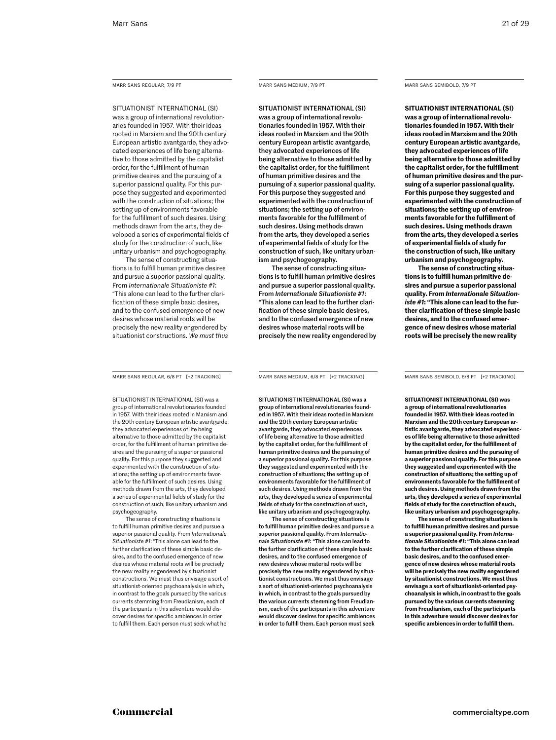MARR SANS REGULAR, 7/9 PT

SITUATIONIST INTERNATIONAL (SI) was a group of international revolutionaries founded in 1957. With their ideas rooted in Marxism and the 20th century European artistic avantgarde, they advocated experiences of life being alternative to those admitted by the capitalist order, for the fulfillment of human primitive desires and the pursuing of a superior passional quality. For this purpose they suggested and experimented with the construction of situations; the setting up of environments favorable for the fulfillment of such desires. Using methods drawn from the arts, they developed a series of experimental fields of study for the construction of such, like unitary urbanism and psychogeography.

The sense of constructing situations is to fulfill human primitive desires and pursue a superior passional quality. From *Internationale Situationiste #1*: "This alone can lead to the further clarification of these simple basic desires, and to the confused emergence of new desires whose material roots will be precisely the new reality engendered by situationist constructions. *We must thus*

MARR SANS MEDIUM, 7/9 PT

SITUATIONIST INTERNATIONAL (SI) was a group of international revolutionaries founded in 1957. With their ideas rooted in Marxism and the 20th century European artistic avantgarde, they advocated experiences of life being alternative to those admitted by the capitalist order, for the fulfillment of human primitive desires and the pursuing of a superior passional quality. For this purpose they suggested and experimented with the construction of situations; the setting up of environments favorable for the fulfillment of such desires. Using methods drawn from the arts, they developed a series of experimental fields of study for the construction of such, like unitary urbanism and psychogeography.

The sense of constructing situations is to fulfill human primitive desires and pursue a superior passional quality. From *Internationale Situationiste #1*: "This alone can lead to the further clarification of these simple basic desires, and to the confused emergence of new desires whose material roots will be precisely the new reality engendered by

MARR SANS SEMIBOLD, 7/9 PT

**SITUATIONIST INTERNATIONAL (SI) was a group of international revolutionaries founded in 1957. With their ideas rooted in Marxism and the 20th century European artistic avantgarde, they advocated experiences of life being alternative to those admitted by the capitalist order, for the fulfillment of human primitive desires and the pursuing of a superior passional quality. For this purpose they suggested and experimented with the construction of situations; the setting up of environments favorable for the fulfillment of such desires. Using methods drawn from the arts, they developed a series of experimental fields of study for the construction of such, like unitary urbanism and psychogeography.**

**The sense of constructing situations is to fulfill human primitive desires and pursue a superior passional quality. From *Internationale Situationiste #1*: "This alone can lead to the further clarification of these simple basic desires, and to the confused emergence of new desires whose material roots will be precisely the new reality**

MARR SANS REGULAR, 6/8 PT [+2 TRACKING]

SITUATIONIST INTERNATIONAL (SI) was a group of international revolutionaries founded in 1957. With their ideas rooted in Marxism and the 20th century European artistic avantgarde, they advocated experiences of life being alternative to those admitted by the capitalist order, for the fulfillment of human primitive desires and the pursuing of a superior passional quality. For this purpose they suggested and experimented with the construction of situations; the setting up of environments favorable for the fulfillment of such desires. Using methods drawn from the arts, they developed a series of experimental fields of study for the construction of such, like unitary urbanism and psychogeography.

The sense of constructing situations is to fulfill human primitive desires and pursue a superior passional quality. From *Internationale Situationiste #1*: "This alone can lead to the further clarification of these simple basic desires, and to the confused emergence of new desires whose material roots will be precisely the new reality engendered by situationist constructions. We must thus envisage a sort of situationist-oriented psychoanalysis in which, in contrast to the goals pursued by the various currents stemming from Freudianism, each of the participants in this adventure would discover desires for specific ambiences in order to fulfill them. Each person must seek what he

MARR SANS MEDIUM, 6/8 PT [+2 TRACKING]

SITUATIONIST INTERNATIONAL (SI) was a group of international revolutionaries founded in 1957. With their ideas rooted in Marxism and the 20th century European artistic avantgarde, they advocated experiences of life being alternative to those admitted by the capitalist order, for the fulfillment of human primitive desires and the pursuing of a superior passional quality. For this purpose they suggested and experimented with the construction of situations; the setting up of environments favorable for the fulfillment of such desires. Using methods drawn from the arts, they developed a series of experimental fields of study for the construction of such, like unitary urbanism and psychogeography.

The sense of constructing situations is to fulfill human primitive desires and pursue a superior passional quality. From *Internationale Situationiste #1*: "This alone can lead to the further clarification of these simple basic desires, and to the confused emergence of new desires whose material roots will be precisely the new reality engendered by situationist constructions. We must thus envisage a sort of situationist-oriented psychoanalysis in which, in contrast to the goals pursued by the various currents stemming from Freudianism, each of the participants in this adventure would discover desires for specific ambiences in order to fulfill them. Each person must seek

MARR SANS SEMIBOLD, 6/8 PT [+2 TRACKING]

**SITUATIONIST INTERNATIONAL (SI) was a group of international revolutionaries founded in 1957. With their ideas rooted in Marxism and the 20th century European artistic avantgarde, they advocated experiences of life being alternative to those admitted by the capitalist order, for the fulfillment of human primitive desires and the pursuing of a superior passional quality. For this purpose they suggested and experimented with the construction of situations; the setting up of environments favorable for the fulfillment of such desires. Using methods drawn from the arts, they developed a series of experimental fields of study for the construction of such, like unitary urbanism and psychogeography.**

**The sense of constructing situations is to fulfill human primitive desires and pursue a superior passional quality. From *Internationale Situationiste #1*: "This alone can lead to the further clarification of these simple basic desires, and to the confused emergence of new desires whose material roots will be precisely the new reality engendered by situationist constructions. We must thus envisage a sort of situationist-oriented psychoanalysis in which, in contrast to the goals pursued by the various currents stemming from Freudianism, each of the participants in this adventure would discover desires for specific ambiences in order to fulfill them.**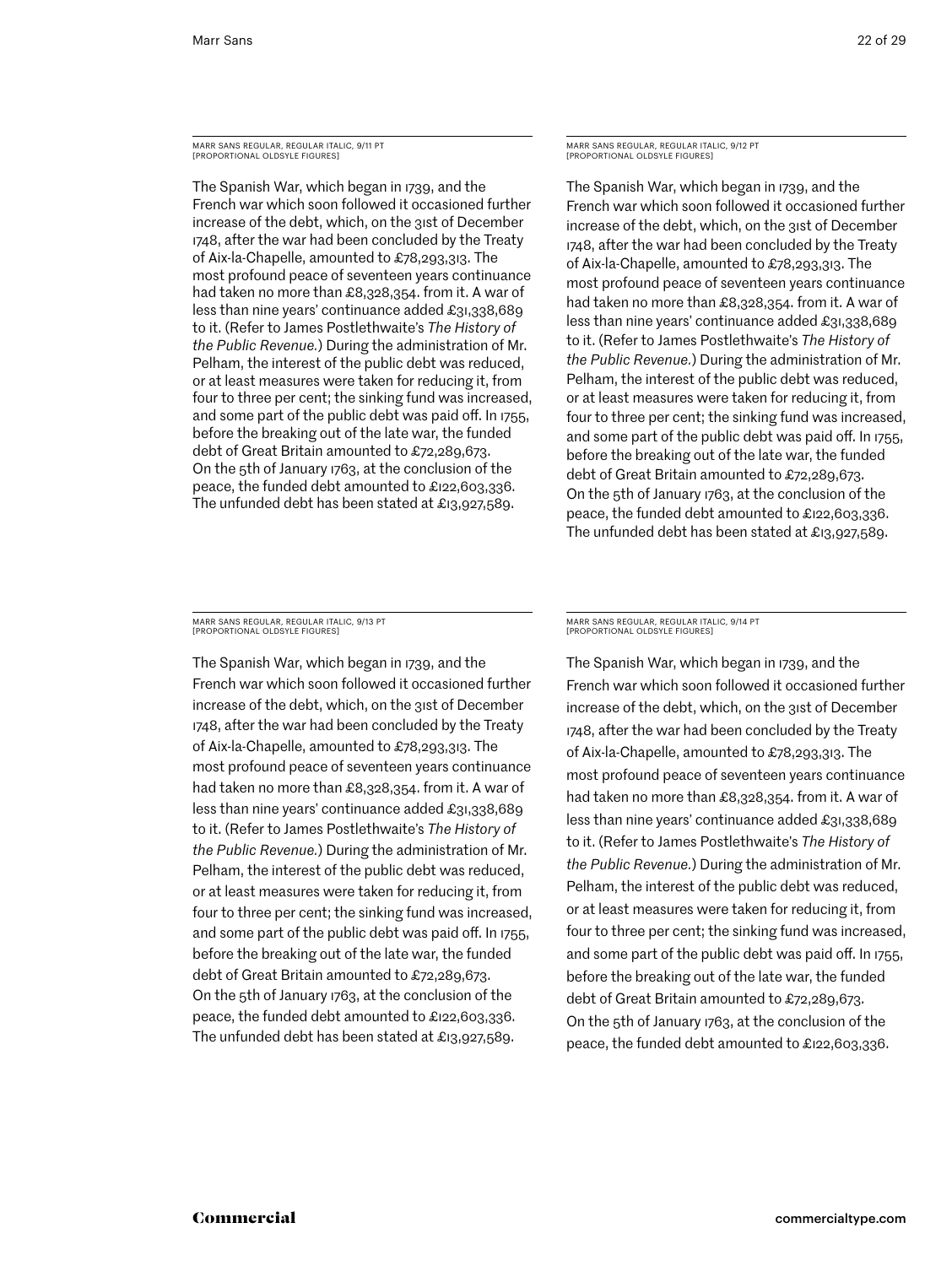MARR SANS REGULAR, REGULAR ITALIC, 9/11 PT
[PROPORTIONAL OLDSYLE FIGURES]

The Spanish War, which began in 1739, and the French war which soon followed it occasioned further increase of the debt, which, on the 31st of December 1748, after the war had been concluded by the Treaty of Aix-la-Chapelle, amounted to £78,293,313. The most profound peace of seventeen years continuance had taken no more than £8,328,354. from it. A war of less than nine years' continuance added £31,338,689 to it. (Refer to James Postlethwaite's *The History of the Public Revenue.*) During the administration of Mr. Pelham, the interest of the public debt was reduced, or at least measures were taken for reducing it, from four to three per cent; the sinking fund was increased, and some part of the public debt was paid off. In 1755, before the breaking out of the late war, the funded debt of Great Britain amounted to £72,289,673. On the 5th of January 1763, at the conclusion of the peace, the funded debt amounted to £122,603,336. The unfunded debt has been stated at £13,927,589.

MARR SANS REGULAR, REGULAR ITALIC, 9/12 PT
[PROPORTIONAL OLDSYLE FIGURES]

The Spanish War, which began in 1739, and the French war which soon followed it occasioned further increase of the debt, which, on the 31st of December 1748, after the war had been concluded by the Treaty of Aix-la-Chapelle, amounted to £78,293,313. The most profound peace of seventeen years continuance had taken no more than £8,328,354. from it. A war of less than nine years' continuance added £31,338,689 to it. (Refer to James Postlethwaite's *The History of the Public Revenue.*) During the administration of Mr. Pelham, the interest of the public debt was reduced, or at least measures were taken for reducing it, from four to three per cent; the sinking fund was increased, and some part of the public debt was paid off. In 1755, before the breaking out of the late war, the funded debt of Great Britain amounted to £72,289,673. On the 5th of January 1763, at the conclusion of the peace, the funded debt amounted to £122,603,336. The unfunded debt has been stated at £13,927,589.

MARR SANS REGULAR, REGULAR ITALIC, 9/13 PT
[PROPORTIONAL OLDSYLE FIGURES]

The Spanish War, which began in 1739, and the French war which soon followed it occasioned further increase of the debt, which, on the 31st of December 1748, after the war had been concluded by the Treaty of Aix-la-Chapelle, amounted to £78,293,313. The most profound peace of seventeen years continuance had taken no more than £8,328,354. from it. A war of less than nine years' continuance added £31,338,689 to it. (Refer to James Postlethwaite's *The History of the Public Revenue.*) During the administration of Mr. Pelham, the interest of the public debt was reduced, or at least measures were taken for reducing it, from four to three per cent; the sinking fund was increased, and some part of the public debt was paid off. In 1755, before the breaking out of the late war, the funded debt of Great Britain amounted to £72,289,673. On the 5th of January 1763, at the conclusion of the peace, the funded debt amounted to £122,603,336. The unfunded debt has been stated at £13,927,589.

MARR SANS REGULAR, REGULAR ITALIC, 9/14 PT
[PROPORTIONAL OLDSYLE FIGURES]

The Spanish War, which began in 1739, and the French war which soon followed it occasioned further increase of the debt, which, on the 31st of December 1748, after the war had been concluded by the Treaty of Aix-la-Chapelle, amounted to £78,293,313. The most profound peace of seventeen years continuance had taken no more than £8,328,354. from it. A war of less than nine years' continuance added £31,338,689 to it. (Refer to James Postlethwaite's *The History of the Public Revenue.*) During the administration of Mr. Pelham, the interest of the public debt was reduced, or at least measures were taken for reducing it, from four to three per cent; the sinking fund was increased, and some part of the public debt was paid off. In 1755, before the breaking out of the late war, the funded debt of Great Britain amounted to £72,289,673. On the 5th of January 1763, at the conclusion of the peace, the funded debt amounted to £122,603,336.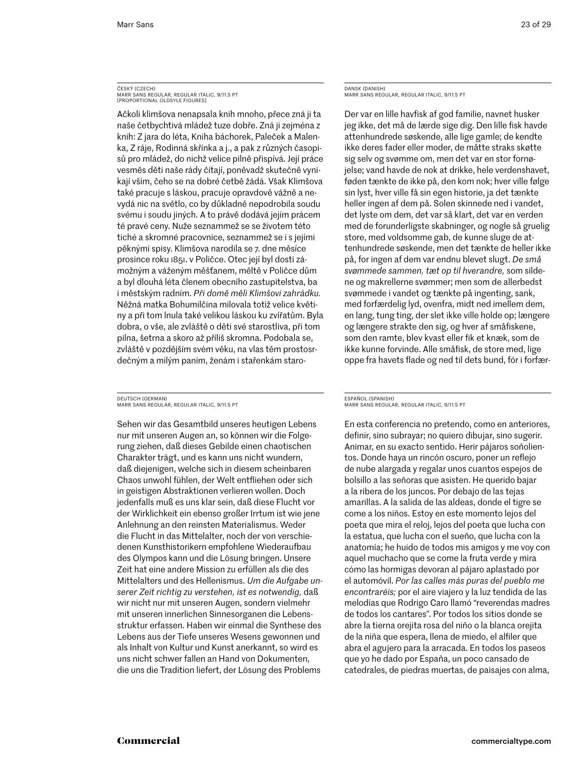ČESKÝ (CZECH)
MARR SANS REGULAR, REGULAR ITALIC, 9/11.5 PT
[PROPORTIONAL OLDSYLE FIGURES]

Ačkoli klimšova nenapsala knih mnoho, přece zná ji ta naše četbychtivá mládež tuze dobře. Zná ji zejména z knih: Z jara do léta, Kniha báchorek, Paleček a Malenka, Z ráje, Rodinná skřínka a j., a pak z různých časopisů pro mládež, do nichž velice pilně přispívá. Její práce vesměs děti naše rády čítají, poněvadž skutečně vynikají vším, čeho se na dobré četbě žádá. Však Klimšova také pracuje s láskou, pracuje opravdově vážně a nevydá nic na světlo, co by důkladně nepodrobila soudu svému i soudu jiných. A to právě dodává jejím prácem té pravé ceny. Nuže seznammež se se životem této tiché a skromné pracovnice, seznammež se i s jejími pěknými spisy. Klimšova narodila se 7. dne měsíce prosince roku 1851. v Poličce. Otec její byl dosti zámožným a váženým měšťanem, měltě v Poličce dům a byl dlouhá léta členem obecního zastupitelstva, ba i městským radním. *Při domě měli Klimšovi zahrádku.* Něžná matka Bohumilčina milovala totiž velice květiny a při tom lnula také velikou láskou ku zvířatům. Byla dobra, o vše, ale zvláště o děti své starostliva, při tom pilna, šetrna a skoro až příliš skromna. Podobala se, zvláště v pozdějším svém věku, na vlas těm prostosrdečným a milým paním, ženám i stařenkám staro-

DANSK (DANISH)
MARR SANS REGULAR, REGULAR ITALIC, 9/11.5 PT

Der var en lille havfisk af god familie, navnet husker jeg ikke, det må de lærde sige dig. Den lille fisk havde attenhundrede søskende, alle lige gamle; de kendte ikke deres fader eller moder, de måtte straks skøtte sig selv og svømme om, men det var en stor fornøjelse; vand havde de nok at drikke, hele verdenshavet, føden tænkte de ikke på, den kom nok; hver ville følge sin lyst, hver ville få sin egen historie, ja det tænkte heller ingen af dem på. Solen skinnede ned i vandet, det lyste om dem, det var så klart, det var en verden med de forunderligste skabninger, og nogle så gruelig store, med voldsomme gab, de kunne sluge de attenhundrede søskende, men det tænkte de heller ikke på, for ingen af dem var endnu blevet slugt. *De små svømmede sammen, tæt op til hverandre,* som sildene og makrellerne svømmer; men som de allerbedst svømmede i vandet og tænkte på ingenting, sank, med forfærdelig lyd, ovenfra, midt ned imellem dem, en lang, tung ting, der slet ikke ville holde op; længere og længere strakte den sig, og hver af småfiskene, som den ramte, blev kvast eller fik et knæk, som de ikke kunne forvinde. Alle småfisk, de store med, lige oppe fra havets flade og ned til dets bund, fór i forfær-

DEUTSCH (GERMAN)
MARR SANS REGULAR, REGULAR ITALIC, 9/11.5 PT

Sehen wir das Gesamtbild unseres heutigen Lebens nur mit unseren Augen an, so können wir die Folgerung ziehen, daß dieses Gebilde einen chaotischen Charakter trägt, und es kann uns nicht wundern, daß diejenigen, welche sich in diesem scheinbaren Chaos unwohl fühlen, der Welt entfliehen oder sich in geistigen Abstraktionen verlieren wollen. Doch jedenfalls muß es uns klar sein, daß diese Flucht vor der Wirklichkeit ein ebenso großer Irrtum ist wie jene Anlehnung an den reinsten Materialismus. Weder die Flucht in das Mittelalter, noch der von verschiedenen Kunsthistorikern empfohlene Wiederaufbau des Olympos kann und die Lösung bringen. Unsere Zeit hat eine andere Mission zu erfüllen als die des Mittelalters und des Hellenismus. *Um die Aufgabe unserer Zeit richtig zu verstehen, ist es notwendig,* daß wir nicht nur mit unseren Augen, sondern vielmehr mit unseren innerlichen Sinnesorganen die Lebensstruktur erfassen. Haben wir einmal die Synthese des Lebens aus der Tiefe unseres Wesens gewonnen und als Inhalt von Kultur und Kunst anerkannt, so wird es uns nicht schwer fallen an Hand von Dokumenten, die uns die Tradition liefert, der Lösung des Problems

ESPAÑOL (SPANISH)
MARR SANS REGULAR, REGULAR ITALIC, 9/11.5 PT

En esta conferencia no pretendo, como en anteriores, definir, sino subrayar; no quiero dibujar, sino sugerir. Animar, en su exacto sentido. Herir pájaros soñolientos. Donde haya un rincón oscuro, poner un reflejo de nube alargada y regalar unos cuantos espejos de bolsillo a las señoras que asisten. He querido bajar a la ribera de los juncos. Por debajo de las tejas amarillas. A la salida de las aldeas, donde el tigre se come a los niños. Estoy en este momento lejos del poeta que mira el reloj, lejos del poeta que lucha con la estatua, que lucha con el sueño, que lucha con la anatomía; he huido de todos mis amigos y me voy con aquel muchacho que se come la fruta verde y mira cómo las hormigas devoran al pájaro aplastado por el automóvil. *Por las calles más puras del pueblo me encontraréis;* por el aire viajero y la luz tendida de las melodías que Rodrigo Caro llamó “reverendas madres de todos los cantares”. Por todos los sitios donde se abre la tierna orejita rosa del niño o la blanca orejita de la niña que espera, llena de miedo, el alfiler que abra el agujero para la arracada. En todos los paseos que yo he dado por España, un poco cansado de catedrales, de piedras muertas, de paisajes con alma,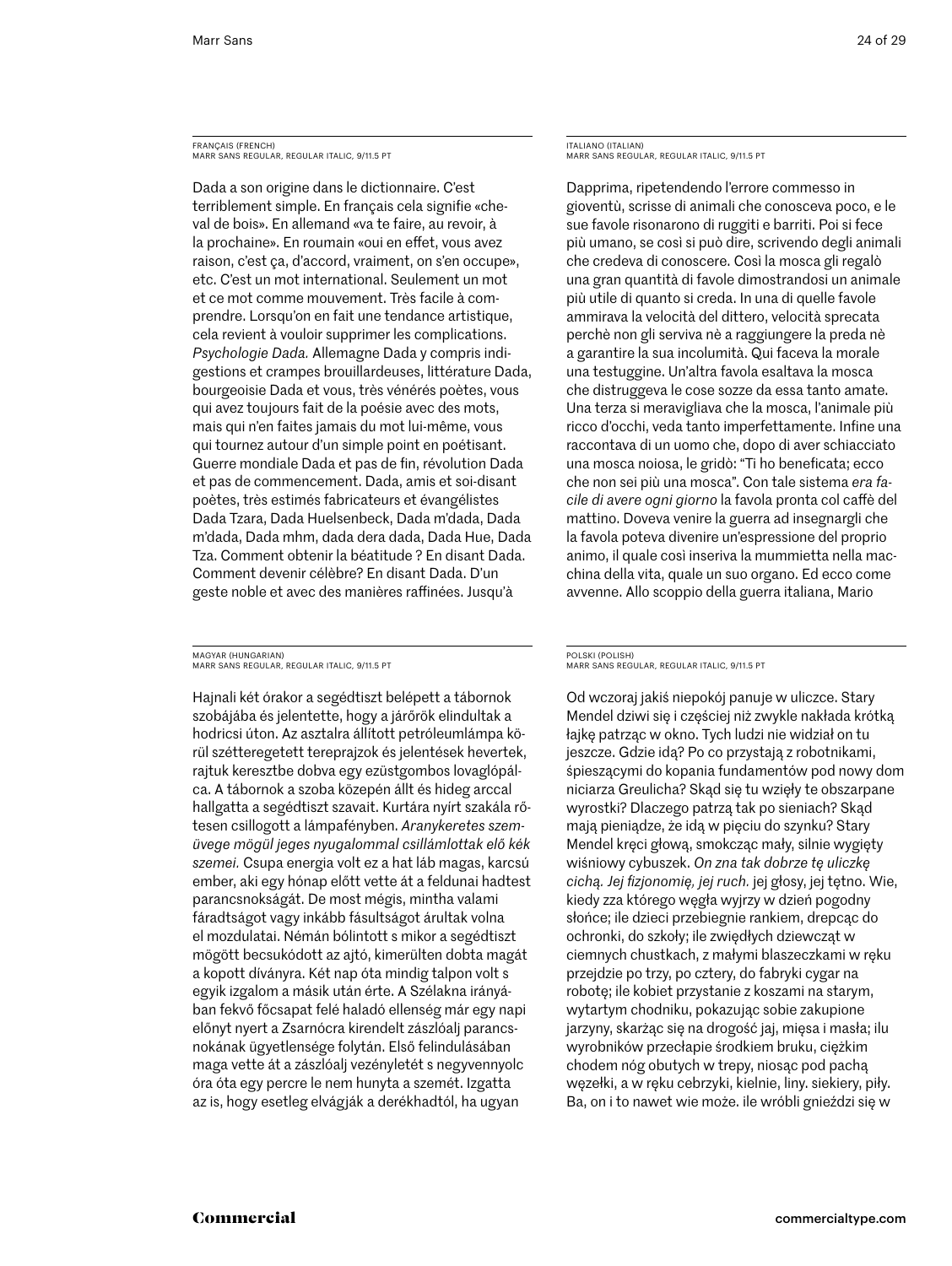FRANÇAIS (FRENCH)
MARR SANS REGULAR, REGULAR ITALIC, 9/11.5 PT

Dada a son origine dans le dictionnaire. C'est terriblement simple. En français cela signifie «cheval de bois». En allemand «va te faire, au revoir, à la prochaine». En roumain «oui en effet, vous avez raison, c'est ça, d'accord, vraiment, on s'en occupe», etc. C'est un mot international. Seulement un mot et ce mot comme mouvement. Très facile à comprendre. Lorsqu'on en fait une tendance artistique, cela revient à vouloir supprimer les complications. *Psychologie Dada.* Allemagne Dada y compris indigestions et crampes brouillardeuses, littérature Dada, bourgeoisie Dada et vous, très vénérés poètes, vous qui avez toujours fait de la poésie avec des mots, mais qui n'en faites jamais du mot lui-même, vous qui tournez autour d'un simple point en poétisant. Guerre mondiale Dada et pas de fin, révolution Dada et pas de commencement. Dada, amis et soi-disant poètes, très estimés fabricateurs et évangélistes Dada Tzara, Dada Huelsenbeck, Dada m'dada, Dada m'dada, Dada mhm, dada dera dada, Dada Hue, Dada Tza. Comment obtenir la béatitude ? En disant Dada. Comment devenir célèbre? En disant Dada. D'un geste noble et avec des manières raffinées. Jusqu'à

ITALIANO (ITALIAN)
MARR SANS REGULAR, REGULAR ITALIC, 9/11.5 PT

Dapprima, ripetendendo l'errore commesso in gioventù, scrisse di animali che conosceva poco, e le sue favole risonarono di ruggiti e barriti. Poi si fece più umano, se così si può dire, scrivendo degli animali che credeva di conoscere. Così la mosca gli regalò una gran quantità di favole dimostrandosi un animale più utile di quanto si creda. In una di quelle favole ammirava la velocità del dittero, velocità sprecata perchè non gli serviva nè a raggiungere la preda nè a garantire la sua incolumità. Qui faceva la morale una testuggine. Un'altra favola esaltava la mosca che distruggeva le cose sozze da essa tanto amate. Una terza si meravigliava che la mosca, l'animale più ricco d'occhi, veda tanto imperfettamente. Infine una raccontava di un uomo che, dopo di aver schiacciato una mosca noiosa, le gridò: "Ti ho beneficata; ecco che non sei più una mosca". Con tale sistema *era facile di avere ogni giorno* la favola pronta col caffè del mattino. Doveva venire la guerra ad insegnargli che la favola poteva divenire un'espressione del proprio animo, il quale così inseriva la mummietta nella macchina della vita, quale un suo organo. Ed ecco come avvenne. Allo scoppio della guerra italiana, Mario

MAGYAR (HUNGARIAN)
MARR SANS REGULAR, REGULAR ITALIC, 9/11.5 PT

Hajnali két órakor a segédtiszt belépett a tábornok szobájába és jelentette, hogy a járőrök elindultak a hodricsi úton. Az asztalra állított petróleumlámpa körül szétteregetett tereprajzok és jelentések hevertek, rajtuk keresztbe dobva egy ezüstgombos lovaglópálca. A tábornok a szoba közepén állt és hideg arccal hallgatta a segédtiszt szavait. Kurtára nyírt szakála rőtesen csillogott a lámpafényben. *Aranykeretes szemüvege mögül jeges nyugalommal csillámlottak elő kék szemei.* Csupa energia volt ez a hat láb magas, karcsú ember, aki egy hónap előtt vette át a feldunai hadtest parancsnokságát. De most mégis, mintha valami fáradtságot vagy inkább fásultságot árultak volna el mozdulatai. Némán bólintott s mikor a segédtiszt mögött becsukódott az ajtó, kimerülten dobta magát a kopott díványra. Két nap óta mindig talpon volt s egyik izgalom a másik után érte. A Szélakna irányában fekvő főcsapat felé haladó ellenség már egy napi előnyt nyert a Zsarnócra kirendelt zászlóalj parancsnokának ügyetlensége folytán. Első felindulásában maga vette át a zászlóalj vezényletét s negyvennyolc óra óta egy percre le nem hunyta a szemét. Izgatta az is, hogy esetleg elvágják a derékhadtól, ha ugyan

POLSKI (POLISH)
MARR SANS REGULAR, REGULAR ITALIC, 9/11.5 PT

Od wczoraj jakiś niepokój panuje w uliczce. Stary Mendel dziwi się i częściej niż zwykle nakłada krótką łajkę patrząc w okno. Tych ludzi nie widział on tu jeszcze. Gdzie idą? Po co przystają z robotnikami, śpieszącymi do kopania fundamentów pod nowy dom niciarza Greulicha? Skąd się tu wzięły te obszarpane wyrostki? Dlaczego patrzą tak po sieniach? Skąd mają pieniądze, że idą w pięciu do szynku? Stary Mendel kręci głową, smokcząc mały, silnie wygięty wiśniowy cybuszek. *On zna tak dobrze tę uliczkę cichą. Jej fizjonomię, jej ruch.* jej głosy, jej tętno. Wie, kiedy zza którego węgła wyjrzy w dzień pogodny słońce; ile dzieci przebiegnie rankiem, drepcąc do ochronki, do szkoły; ile zwiędłych dziewcząt w ciemnych chustkach, z małymi blaszeczkami w ręku przejdzie po trzy, po cztery, do fabryki cygar na robotę; ile kobiet przystanie z koszami na starym, wytartym chodniku, pokazując sobie zakupione jarzyny, skarżąc się na drogość jaj, mięsa i masła; ilu wyrobników przecłapie środkiem bruku, ciężkim chodem nóg obutych w trepy, niosąc pod pachą węzełki, a w ręku cebrzyki, kielnie, liny. siekiery, piły. Ba, on i to nawet wie może. ile wróbli gnieździ się w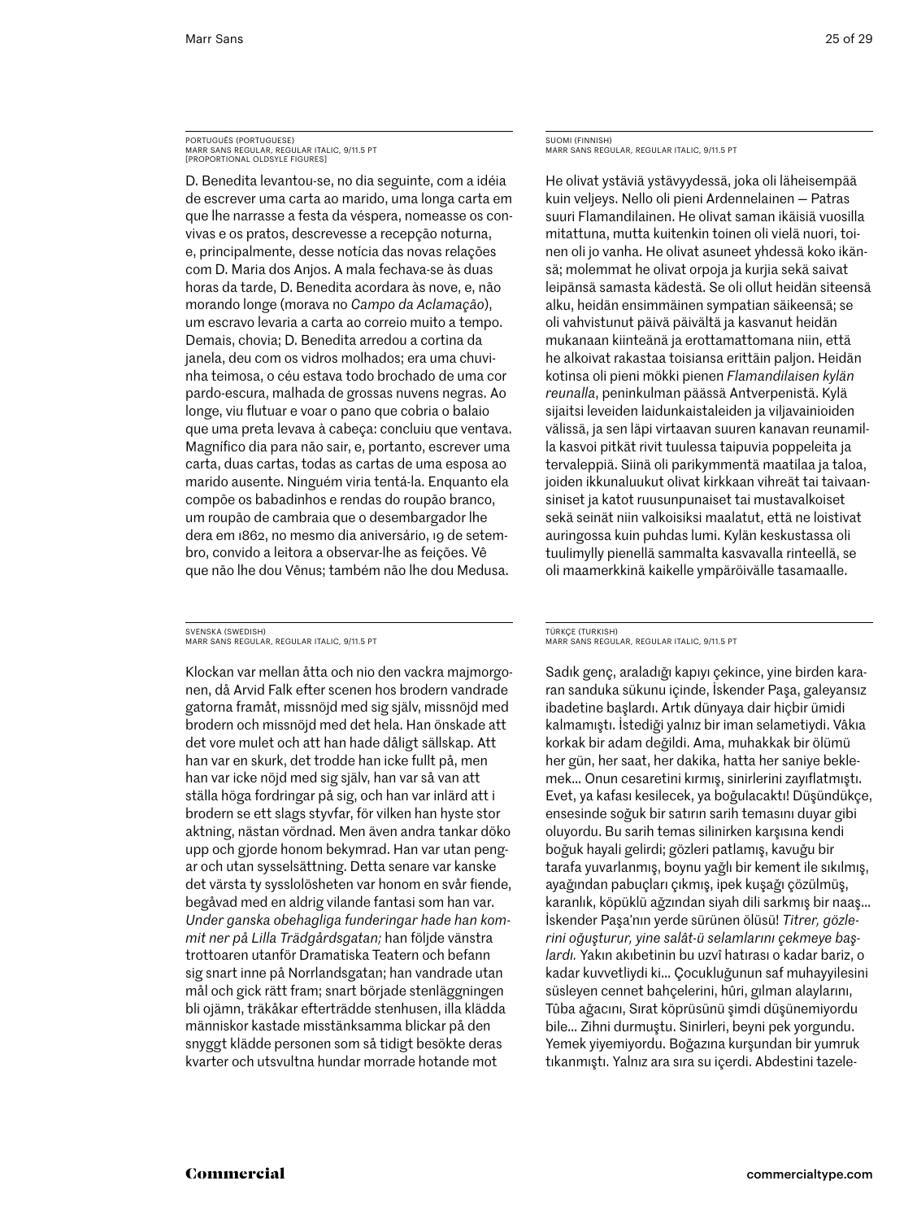PORTUGUÊS (PORTUGUESE)
MARR SANS REGULAR, REGULAR ITALIC, 9/11.5 PT
[PROPORTIONAL OLDSYLE FIGURES]

D. Benedita levantou-se, no dia seguinte, com a idéia de escrever uma carta ao marido, uma longa carta em que lhe narrasse a festa da véspera, nomeasse os convivas e os pratos, descrevesse a recepção noturna, e, principalmente, desse notícia das novas relações com D. Maria dos Anjos. A mala fechava-se às duas horas da tarde, D. Benedita acordara às nove, e, não morando longe (morava no *Campo da Aclamação*), um escravo levaria a carta ao correio muito a tempo. Demais, chovia; D. Benedita arredou a cortina da janela, deu com os vidros molhados; era uma chuvinha teimosa, o céu estava todo brochado de uma cor pardo-escura, malhada de grossas nuvens negras. Ao longe, viu flutuar e voar o pano que cobria o balaio que uma preta levava à cabeça: concluiu que ventava. Magnífico dia para não sair, e, portanto, escrever uma carta, duas cartas, todas as cartas de uma esposa ao marido ausente. Ninguém viria tentá-la. Enquanto ela compõe os babadinhos e rendas do roupão branco, um roupão de cambraia que o desembargador lhe dera em 1862, no mesmo dia aniversário, 19 de setembro, convido a leitora a observar-lhe as feições. Vê que não lhe dou Vênus; também não lhe dou Medusa.

SUOMI (FINNISH)
MARR SANS REGULAR, REGULAR ITALIC, 9/11.5 PT

He olivat ystäviä ystävyydessä, joka oli läheisempää kuin veljeys. Nello oli pieni Ardennelainen — Patras suuri Flamandilainen. He olivat saman ikäisiä vuosilla mitattuna, mutta kuitenkin toinen oli vielä nuori, toinen oli jo vanha. He olivat asuneet yhdessä koko ikänsä; molemmat he olivat orpoja ja kurjia sekä saivat leipänsä samasta kädestä. Se oli ollut heidän siteensä alku, heidän ensimmäinen sympatian säikeensä; se oli vahvistunut päivä päivältä ja kasvanut heidän mukanaan kiinteänä ja erottamattomana niin, että he alkoivat rakastaa toisiansa erittäin paljon. Heidän kotinsa oli pieni mökki pienen *Flamandilaisen kylän reunalla*, peninkulman päässä Antverpenistä. Kylä sijaitsi leveiden laidunkaistaleiden ja viljavainioiden välissä, ja sen läpi virtaavan suuren kanavan reunamilla kasvoi pitkät rivit tuulessa taipuvia poppeleita ja tervaleppiä. Siinä oli parikymmentä maatilaa ja taloa, joiden ikkunaluukut olivat kirkkaan vihreät tai taivaansiniset ja katot ruusunpunaiset tai mustavalkoiset sekä seinät niin valkoisiksi maalatut, että ne loistivat auringossa kuin puhdas lumi. Kylän keskustassa oli tuulimylly pienellä sammalta kasvavalla rinteellä, se oli maamerkkinä kaikelle ympäröivälle tasamaalle.

SVENSKA (SWEDISH)
MARR SANS REGULAR, REGULAR ITALIC, 9/11.5 PT

Klockan var mellan åtta och nio den vackra majmorgonen, då Arvid Falk efter scenen hos brodern vandrade gatorna framåt, missnöjd med sig själv, missnöjd med brodern och missnöjd med det hela. Han önskade att det vore mulet och att han hade dåligt sällskap. Att han var en skurk, det trodde han icke fullt på, men han var icke nöjd med sig själv, han var så van att ställa höga fordringar på sig, och han var inlärd att i brodern se ett slags styvfar, för vilken han hyste stor aktning, nästan vördnad. Men även andra tankar döko upp och gjorde honom bekymrad. Han var utan pengar och utan sysselsättning. Detta senare var kanske det värsta ty sysslolösheten var honom en svår fiende, begåvad med en aldrig vilande fantasi som han var. *Under ganska obehagliga funderingar hade han kommit ner på Lilla Trädgårdsgatan;* han följde vänstra trottoaren utanför Dramatiska Teatern och befann sig snart inne på Norrlandsgatan; han vandrade utan mål och gick rätt fram; snart började stenläggningen bli ojämn, träkåkar efterträdde stenhusen, illa klädda människor kastade misstänksamma blickar på den snyggt klädde personen som så tidigt besökte deras kvarter och utsvultna hundar morrade hotande mot

TÜRKÇE (TURKISH)
MARR SANS REGULAR, REGULAR ITALIC, 9/11.5 PT

Sadık genç, araladığı kapıyı çekince, yine birden kararan sanduka sükunu içinde, İskender Paşa, galeyansız ibadetine başlardı. Artık dünyaya dair hiçbir ümidi kalmamıştı. İstediği yalnız bir iman selametiydi. Vâkıa korkak bir adam değildi. Ama, muhakkak bir ölümü her gün, her saat, her dakika, hatta her saniye beklemek... Onun cesaretini kırmış, sinirlerini zayıflatmıştı. Evet, ya kafası kesilecek, ya boğulacaktı! Düşündükçe, ensesinde soğuk bir satırın sarih temasını duyar gibi oluyordu. Bu sarih temas silinirken karşısına kendi boğuk hayali gelirdi; gözleri patlamış, kavuğu bir tarafa yuvarlanmış, boynu yağlı bir kement ile sıkılmış, ayağından pabuçları çıkmış, ipek kuşağı çözülmüş, karanlık, köpüklü ağzından siyah dili sarkmış bir naaş... İskender Paşa'nın yerde sürünen ölüsü! *Titrer, gözlerini oğuşturur, yine salât-ü selamlarını çekmeye başlardı.* Yakın akıbetinin bu uzvî hatırası o kadar bariz, o kadar kuvvetliydi ki... Çocukluğunun saf muhayyilesini süsleyen cennet bahçelerini, hûri, gılman alaylarını, Tûba ağacını, Sırat köprüsünü şimdi düşünemiyordu bile... Zihni durmuştu. Sinirleri, beyni pek yorgundu. Yemek yiyemiyordu. Boğazına kurşundan bir yumruk tıkanmıştı. Yalnız ara sıra su içerdi. Abdestini tazele-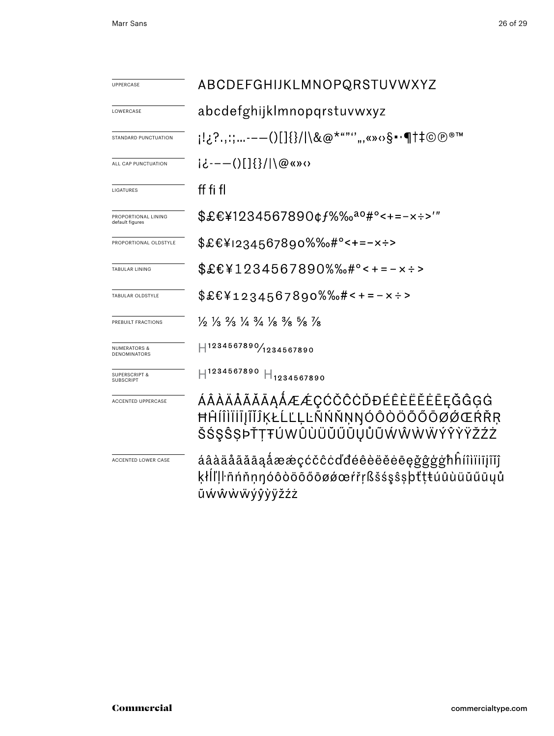| | |
|---|---|
| UPPERCASE | ABCDEFGHIJKLMNOPQRSTUVWXYZ |
| LOWERCASE | abcdefghijklmnopqrstuvwxyz |
| STANDARD PUNCTUATION | ¡!¿?.,:;...-–—()[]{}/\|\&@*"""'',,«»‹›§•·¶†‡©℗®™ |
| ALL CAP PUNCTUATION | ¡¿-–—()[]{}/\|\@«»‹› |
| LIGATURES | ff fi fl |
| PROPORTIONAL LINING default figures | $£€¥1234567890¢ƒ%‰ªº#°<+=−×÷>′″ |
| PROPORTIONAL OLDSTYLE | $£€¥1234567890%‰#°<+=−×÷> |
| TABULAR LINING | $£€¥1234567890%‰#°<+=−×÷> |
| TABULAR OLDSTYLE | $£€¥1234567890%‰#<+=−×÷> |
| PREBUILT FRACTIONS | ½ ⅓ ⅔ ¼ ¾ ⅛ ⅜ ⅝ ⅞ |
| NUMERATORS & DENOMINATORS | $H^{1234567890}/_{1234567890}$ |
| SUPERSCRIPT & SUBSCRIPT | $H^{1234567890}$ $H_{1234567890}$ |
| ACCENTED UPPERCASE | ÁÂÀÄÅÃĂĀĄǺÆǼÇĆČĈĊĎĐÉÊÈËĚĖĒĘĞĜĢĠĦĤÍÎÌÏĪĮĨĬĴĶŁĹĽĻĿÑŃŇŅŊÓÔÒÖÕŐŌØǾŒŔŘŖŠŚŞŜȘÞŤŢŦÚÛÙÜŬŰŪŲŮŨẂŴẀẄÝŶỲŸŽŹŻ |
| ACCENTED LOWER CASE | áâàäåãăāąǻæǽçćčĉċďđéêèëěėēęğĝģġħĥíîìïīįĩĭĵķłĺľļŀñńňņŋóôòöõőōøǿœŕřŗßšśşŝșþťţŧúûùüŭűūųůũẃŵẁẅýŷỳÿžźż |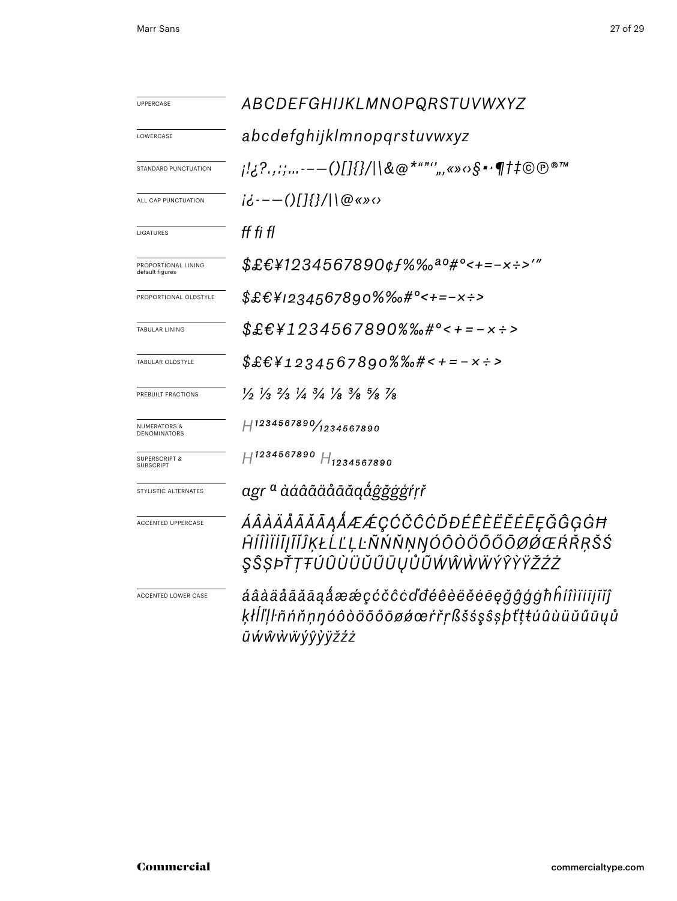| | |
|---|---|
| UPPERCASE | *ABCDEFGHIJKLMNOPQRSTUVWXYZ* |
| LOWERCASE | *abcdefghijklmnopqrstuvwxyz* |
| STANDARD PUNCTUATION | *¡!¿?.,:;…‐–—()[]{}/\|\\&@*“”‘’‚„«»‹›§•·¶†‡©℗®™* |
| ALL CAP PUNCTUATION | *¡¿‐–—()[]{}/\|\\@«»‹›* |
| LIGATURES | *ff fi fl* |
| PROPORTIONAL LINING default figures | *$£€¥1234567890¢ƒ%‰ªº#°<+=−×÷>′″* |
| PROPORTIONAL OLDSTYLE | *$£€¥1234567890%‰#°<+=−×÷>* |
| TABULAR LINING | *$£€¥1234567890%‰#°<+=−×÷>* |
| TABULAR OLDSTYLE | *$£€¥1234567890%‰#<+=−×÷>* |
| PREBUILT FRACTIONS | *½ ⅓ ⅔ ¼ ¾ ⅛ ⅜ ⅝ ⅞* |
| NUMERATORS & DENOMINATORS | *H 1234567890⁄1234567890* |
| SUPERSCRIPT & SUBSCRIPT | *H 1234567890 H 1234567890* |
| STYLISTIC ALTERNATES | *agr ª àáâãäåāăąǻĝğġģŕŗř* |
| ACCENTED UPPERCASE | *ÁÂÀÄÅÃĂĀĄǺÆǼÇĆČĈĊĎĐÉÊÈËĚĖĒĘĞĜĢĠĦĤÍÎÌÏĪĮĨĬĴĶŁĹĽĻĿÑŃŇŅŊÓÔÒÖÕŐŌØǾŒŔŘŖŠŚŞŜȘÞŤŢŦÚÛÙÜŬŰŪŲŮŨẂŴẀẄÝŶỲŸŽŹŻ* |
| ACCENTED LOWER CASE | *áâàäåãăāąǻæǽçćčĉċďđéêèëěėēęğĝģġħĥíîìïīįĩĭĵķłĺľļŀñńňņŋóôòöõőōøǿœŕřŗßšśşŝșþťţŧúûùüŭűūųůũẃŵẁẅýŷỳÿžźż* |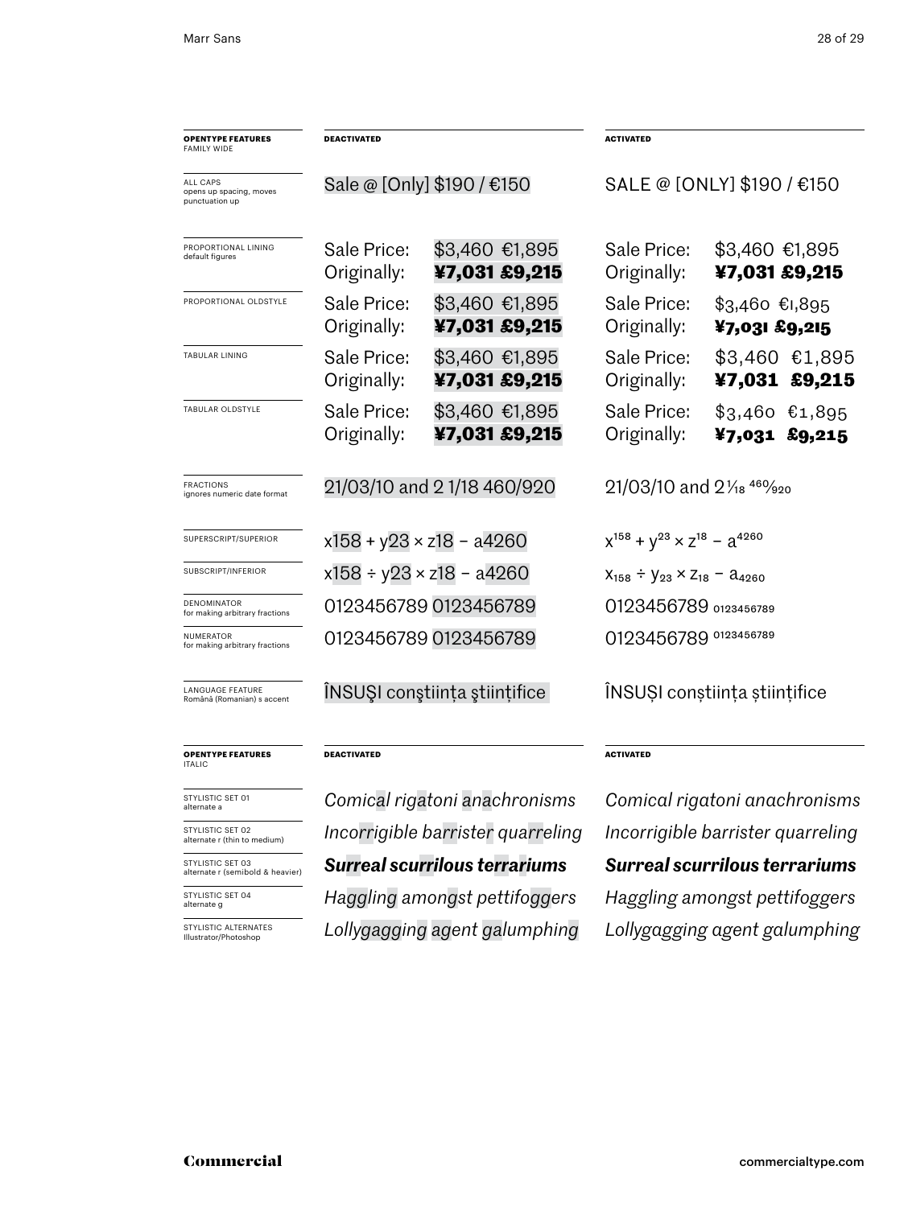| **OPENTYPE FEATURES** FAMILY WIDE | **DEACTIVATED** | **ACTIVATED** |
|---|---|---|
| ALL CAPS opens up spacing, moves punctuation up | Sale @ [Only] $190 / €150 | SALE @ [ONLY] $190 / €150 |
| PROPORTIONAL LINING default figures | Sale Price: $3,460 €1,895<br>Originally: **¥7,031 £9,215** | Sale Price: $3,460 €1,895<br>Originally: **¥7,031 £9,215** |
| PROPORTIONAL OLDSTYLE | Sale Price: $3,460 €1,895<br>Originally: **¥7,031 £9,215** | Sale Price: $3,460 €1,895<br>Originally: **¥7,031 £9,215** |
| TABULAR LINING | Sale Price: $3,460 €1,895<br>Originally: **¥7,031 £9,215** | Sale Price: $3,460 €1,895<br>Originally: **¥7,031 £9,215** |
| TABULAR OLDSTYLE | Sale Price: $3,460 €1,895<br>Originally: **¥7,031 £9,215** | Sale Price: $3,460 €1,895<br>Originally: **¥7,031 £9,215** |
| FRACTIONS ignores numeric date format | 21/03/10 and 2 1/18 460/920 | 21/03/10 and 2 1⁄18 460⁄920 |
| SUPERSCRIPT/SUPERIOR | x158 + y23 × z18 − a4260 | $x^{158} + y^{23} \times z^{18} - a^{4260}$ |
| SUBSCRIPT/INFERIOR | x158 ÷ y23 × z18 − a4260 | $x_{158} \div y_{23} \times z_{18} - a_{4260}$ |
| DENOMINATOR for making arbitrary fractions | 0123456789 0123456789 | 0123456789 $_{0123456789}$ |
| NUMERATOR for making arbitrary fractions | 0123456789 0123456789 | 0123456789 $^{0123456789}$ |
| LANGUAGE FEATURE Română (Romanian) s accent | ÎNSUŞI conştiinţa ştiinţifice | ÎNSUȘI conștiința științifice |

| **OPENTYPE FEATURES** ITALIC | **DEACTIVATED** | **ACTIVATED** |
|---|---|---|
| STYLISTIC SET 01 alternate a | *Comical rigatoni anachronisms* | *Comical rigatoni anachronisms* |
| STYLISTIC SET 02 alternate r (thin to medium) | *Incorrigible barrister quarreling* | *Incorrigible barrister quarreling* |
| STYLISTIC SET 03 alternate r (semibold & heavier) | ***Surreal scurrilous terrariums*** | ***Surreal scurrilous terrariums*** |
| STYLISTIC SET 04 alternate g | *Haggling amongst pettifoggers* | *Haggling amongst pettifoggers* |
| STYLISTIC ALTERNATES Illustrator/Photoshop | *Lollygagging agent galumphing* | *Lollygagging agent galumphing* |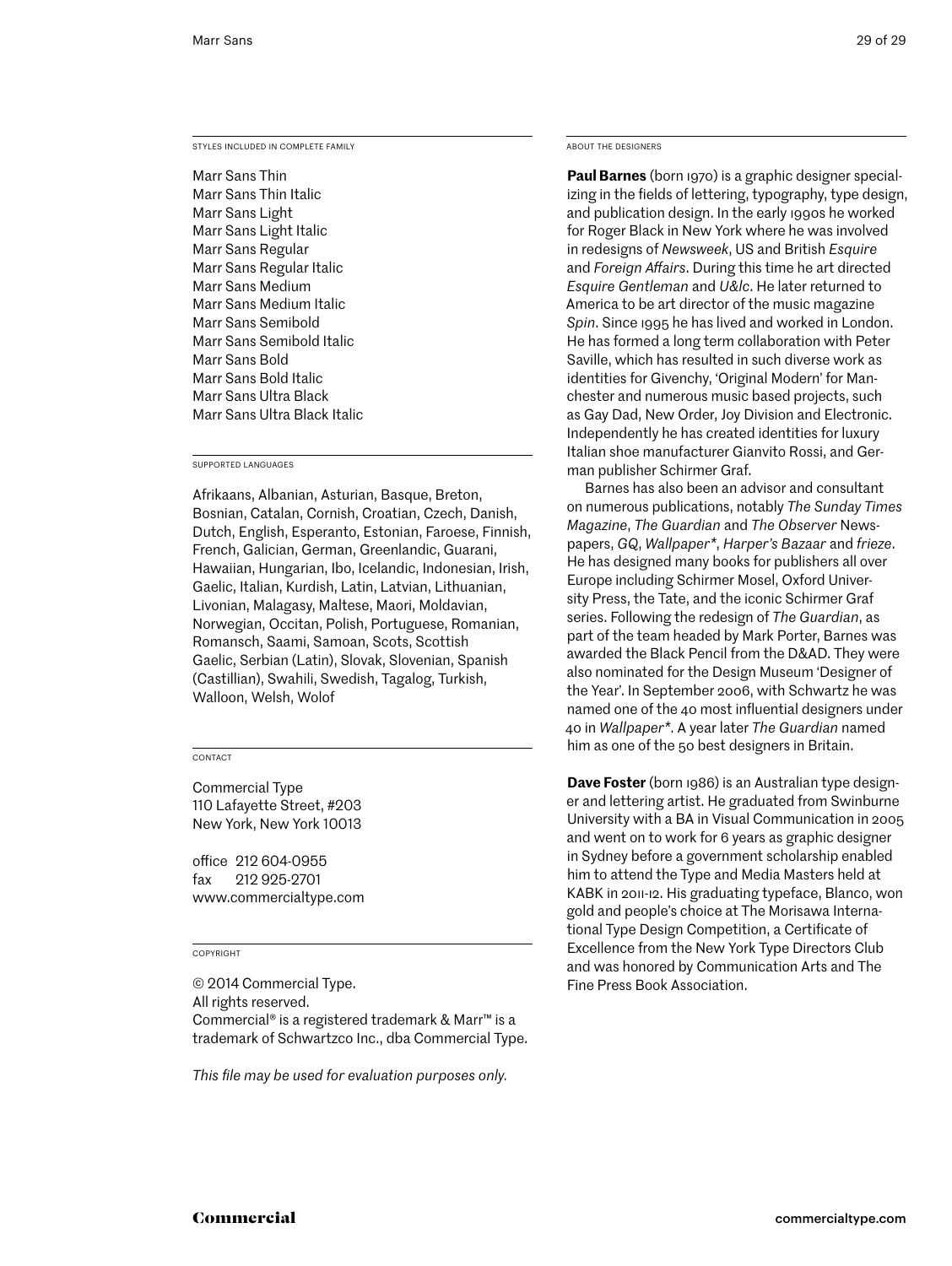## STYLES INCLUDED IN COMPLETE FAMILY

Marr Sans Thin
Marr Sans Thin Italic
Marr Sans Light
Marr Sans Light Italic
Marr Sans Regular
Marr Sans Regular Italic
Marr Sans Medium
Marr Sans Medium Italic
Marr Sans Semibold
Marr Sans Semibold Italic
Marr Sans Bold
Marr Sans Bold Italic
Marr Sans Ultra Black
Marr Sans Ultra Black Italic

## SUPPORTED LANGUAGES

Afrikaans, Albanian, Asturian, Basque, Breton, Bosnian, Catalan, Cornish, Croatian, Czech, Danish, Dutch, English, Esperanto, Estonian, Faroese, Finnish, French, Galician, German, Greenlandic, Guarani, Hawaiian, Hungarian, Ibo, Icelandic, Indonesian, Irish, Gaelic, Italian, Kurdish, Latin, Latvian, Lithuanian, Livonian, Malagasy, Maltese, Maori, Moldavian, Norwegian, Occitan, Polish, Portuguese, Romanian, Romansch, Saami, Samoan, Scots, Scottish Gaelic, Serbian (Latin), Slovak, Slovenian, Spanish (Castillian), Swahili, Swedish, Tagalog, Turkish, Walloon, Welsh, Wolof

## CONTACT

Commercial Type
110 Lafayette Street, #203
New York, New York 10013

office 212 604-0955
fax 212 925-2701
www.commercialtype.com

## COPYRIGHT

© 2014 Commercial Type.
All rights reserved.
Commercial® is a registered trademark & Marr™ is a trademark of Schwartzco Inc., dba Commercial Type.

*This file may be used for evaluation purposes only.*

## ABOUT THE DESIGNERS

**Paul Barnes** (born 1970) is a graphic designer specializing in the fields of lettering, typography, type design, and publication design. In the early 1990s he worked for Roger Black in New York where he was involved in redesigns of *Newsweek*, US and British *Esquire* and *Foreign Affairs*. During this time he art directed *Esquire Gentleman* and *U&lc*. He later returned to America to be art director of the music magazine *Spin*. Since 1995 he has lived and worked in London. He has formed a long term collaboration with Peter Saville, which has resulted in such diverse work as identities for Givenchy, 'Original Modern' for Manchester and numerous music based projects, such as Gay Dad, New Order, Joy Division and Electronic. Independently he has created identities for luxury Italian shoe manufacturer Gianvito Rossi, and German publisher Schirmer Graf.

Barnes has also been an advisor and consultant on numerous publications, notably *The Sunday Times Magazine*, *The Guardian* and *The Observer* Newspapers, *GQ*, *Wallpaper**, *Harper's Bazaar* and *frieze*. He has designed many books for publishers all over Europe including Schirmer Mosel, Oxford University Press, the Tate, and the iconic Schirmer Graf series. Following the redesign of *The Guardian*, as part of the team headed by Mark Porter, Barnes was awarded the Black Pencil from the D&AD. They were also nominated for the Design Museum 'Designer of the Year'. In September 2006, with Schwartz he was named one of the 40 most influential designers under 40 in *Wallpaper**. A year later *The Guardian* named him as one of the 50 best designers in Britain.

**Dave Foster** (born 1986) is an Australian type designer and lettering artist. He graduated from Swinburne University with a BA in Visual Communication in 2005 and went on to work for 6 years as graphic designer in Sydney before a government scholarship enabled him to attend the Type and Media Masters held at KABK in 2011-12. His graduating typeface, Blanco, won gold and people's choice at The Morisawa International Type Design Competition, a Certificate of Excellence from the New York Type Directors Club and was honored by Communication Arts and The Fine Press Book Association.